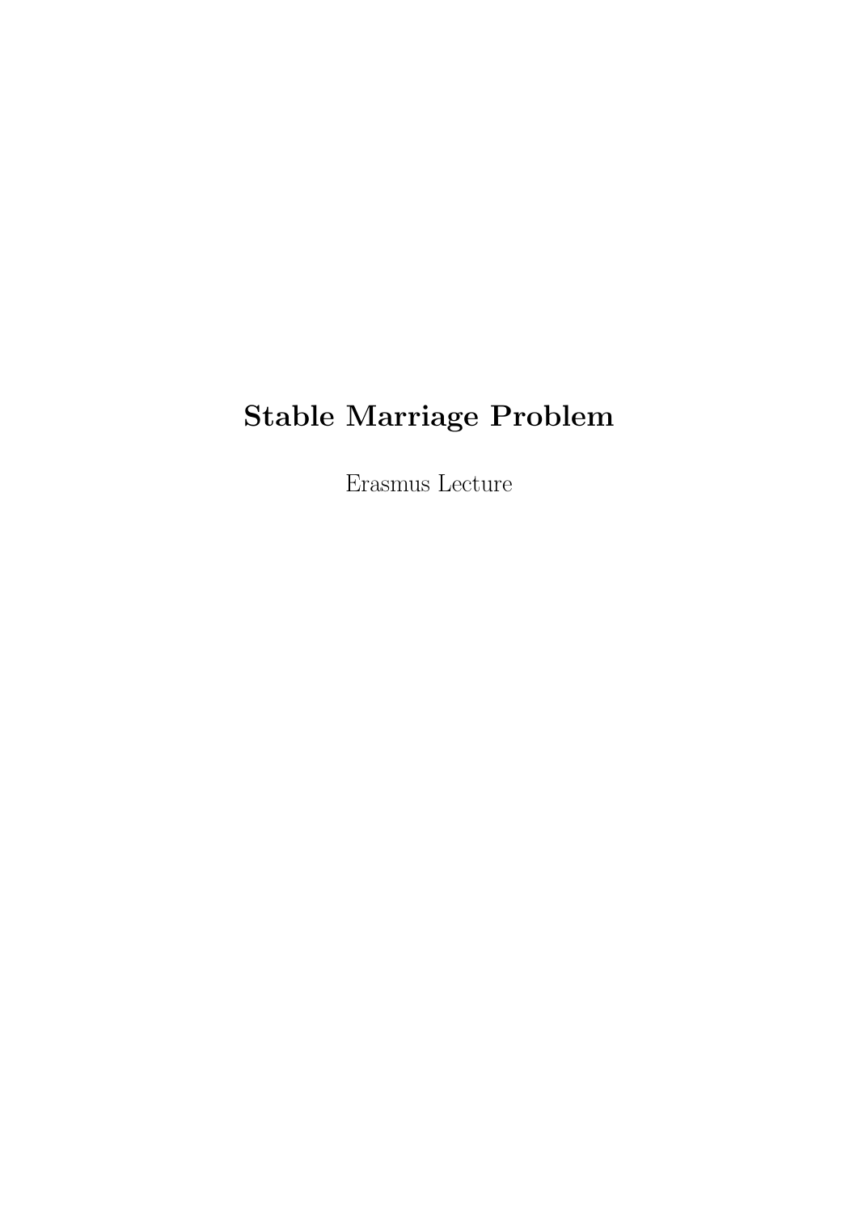# Stable Marriage Problem

Erasmus Lecture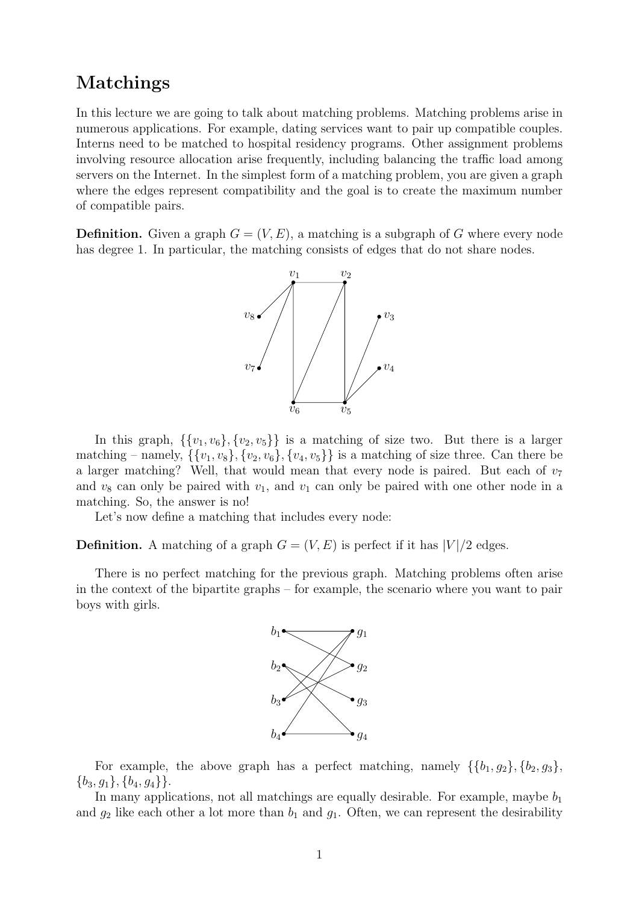# Matchings

In this lecture we are going to talk about matching problems. Matching problems arise in numerous applications. For example, dating services want to pair up compatible couples. Interns need to be matched to hospital residency programs. Other assignment problems involving resource allocation arise frequently, including balancing the traffic load among servers on the Internet. In the simplest form of a matching problem, you are given a graph where the edges represent compatibility and the goal is to create the maximum number of compatible pairs.

**Definition.** Given a graph $G = (V, E)$, a matching is a subgraph of $G$ where every node has degree 1. In particular, the matching consists of edges that do not share nodes.

In this graph, $\{\{v_1, v_6\}, \{v_2, v_5\}\}$ is a matching of size two. But there is a larger matching – namely, $\{\{v_1, v_8\}, \{v_2, v_6\}, \{v_4, v_5\}\}$ is a matching of size three. Can there be a larger matching? Well, that would mean that every node is paired. But each of $v_7$ and $v_8$ can only be paired with $v_1$, and $v_1$ can only be paired with one other node in a matching. So, the answer is no!

Let's now define a matching that includes every node:

**Definition.** A matching of a graph $G = (V, E)$ is perfect if it has $|V|/2$ edges.

There is no perfect matching for the previous graph. Matching problems often arise in the context of the bipartite graphs – for example, the scenario where you want to pair boys with girls.

For example, the above graph has a perfect matching, namely $\{\{b_1, g_2\}, \{b_2, g_3\}, \{b_3, g_1\}, \{b_4, g_4\}\}$.

In many applications, not all matchings are equally desirable. For example, maybe $b_1$ and $g_2$ like each other a lot more than $b_1$ and $g_1$. Often, we can represent the desirability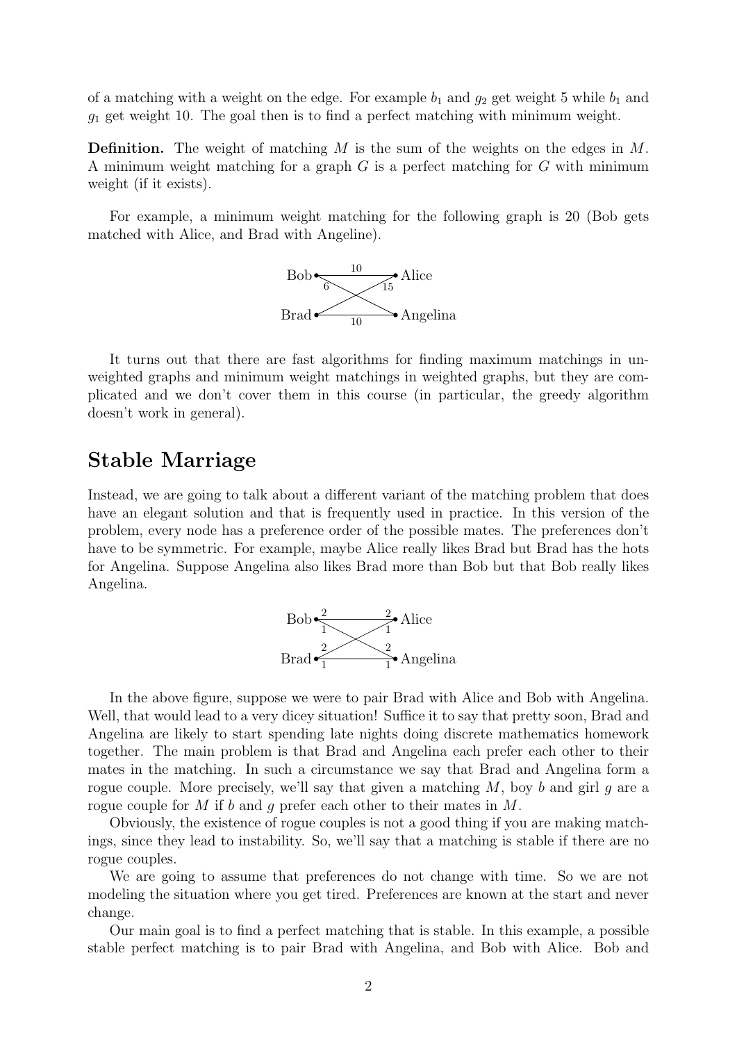of a matching with a weight on the edge. For example $b_1$ and $g_2$ get weight 5 while $b_1$ and $g_1$ get weight 10. The goal then is to find a perfect matching with minimum weight.

**Definition.** The weight of matching $M$ is the sum of the weights on the edges in $M$. A minimum weight matching for a graph $G$ is a perfect matching for $G$ with minimum weight (if it exists).

For example, a minimum weight matching for the following graph is 20 (Bob gets matched with Alice, and Brad with Angeline).

It turns out that there are fast algorithms for finding maximum matchings in unweighted graphs and minimum weight matchings in weighted graphs, but they are complicated and we don't cover them in this course (in particular, the greedy algorithm doesn't work in general).

## Stable Marriage

Instead, we are going to talk about a different variant of the matching problem that does have an elegant solution and that is frequently used in practice. In this version of the problem, every node has a preference order of the possible mates. The preferences don't have to be symmetric. For example, maybe Alice really likes Brad but Brad has the hots for Angelina. Suppose Angelina also likes Brad more than Bob but that Bob really likes Angelina.

In the above figure, suppose we were to pair Brad with Alice and Bob with Angelina. Well, that would lead to a very dicey situation! Suffice it to say that pretty soon, Brad and Angelina are likely to start spending late nights doing discrete mathematics homework together. The main problem is that Brad and Angelina each prefer each other to their mates in the matching. In such a circumstance we say that Brad and Angelina form a rogue couple. More precisely, we'll say that given a matching $M$, boy $b$ and girl $g$ are a rogue couple for $M$ if $b$ and $g$ prefer each other to their mates in $M$.

Obviously, the existence of rogue couples is not a good thing if you are making matchings, since they lead to instability. So, we'll say that a matching is stable if there are no rogue couples.

We are going to assume that preferences do not change with time. So we are not modeling the situation where you get tired. Preferences are known at the start and never change.

Our main goal is to find a perfect matching that is stable. In this example, a possible stable perfect matching is to pair Brad with Angelina, and Bob with Alice. Bob and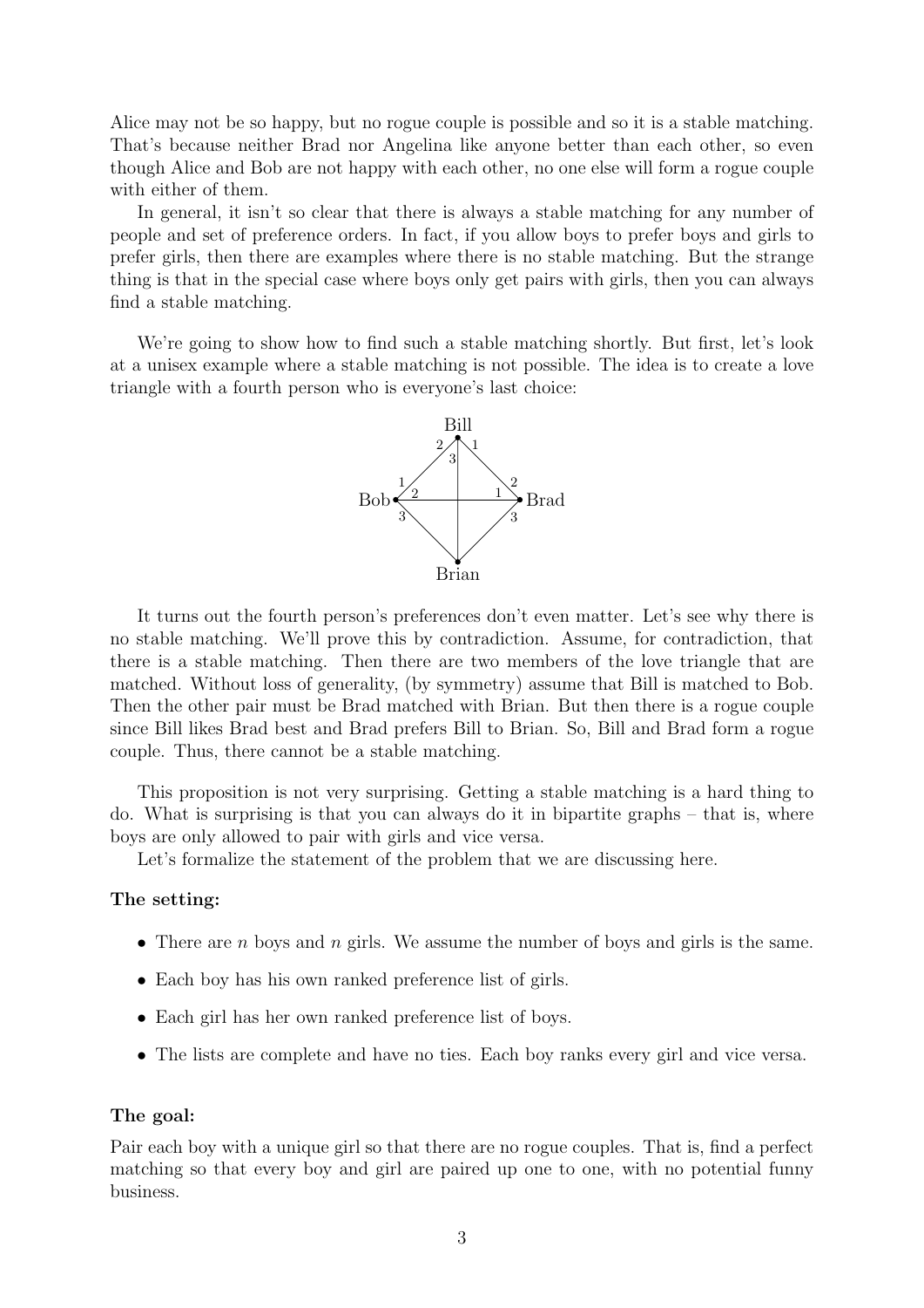Alice may not be so happy, but no rogue couple is possible and so it is a stable matching. That's because neither Brad nor Angelina like anyone better than each other, so even though Alice and Bob are not happy with each other, no one else will form a rogue couple with either of them.

In general, it isn't so clear that there is always a stable matching for any number of people and set of preference orders. In fact, if you allow boys to prefer boys and girls to prefer girls, then there are examples where there is no stable matching. But the strange thing is that in the special case where boys only get pairs with girls, then you can always find a stable matching.

We're going to show how to find such a stable matching shortly. But first, let's look at a unisex example where a stable matching is not possible. The idea is to create a love triangle with a fourth person who is everyone's last choice:

It turns out the fourth person's preferences don't even matter. Let's see why there is no stable matching. We'll prove this by contradiction. Assume, for contradiction, that there is a stable matching. Then there are two members of the love triangle that are matched. Without loss of generality, (by symmetry) assume that Bill is matched to Bob. Then the other pair must be Brad matched with Brian. But then there is a rogue couple since Bill likes Brad best and Brad prefers Bill to Brian. So, Bill and Brad form a rogue couple. Thus, there cannot be a stable matching.

This proposition is not very surprising. Getting a stable matching is a hard thing to do. What is surprising is that you can always do it in bipartite graphs – that is, where boys are only allowed to pair with girls and vice versa.

Let's formalize the statement of the problem that we are discussing here.

**The setting:**

- There are $n$ boys and $n$ girls. We assume the number of boys and girls is the same.
- Each boy has his own ranked preference list of girls.
- Each girl has her own ranked preference list of boys.
- The lists are complete and have no ties. Each boy ranks every girl and vice versa.

**The goal:**

Pair each boy with a unique girl so that there are no rogue couples. That is, find a perfect matching so that every boy and girl are paired up one to one, with no potential funny business.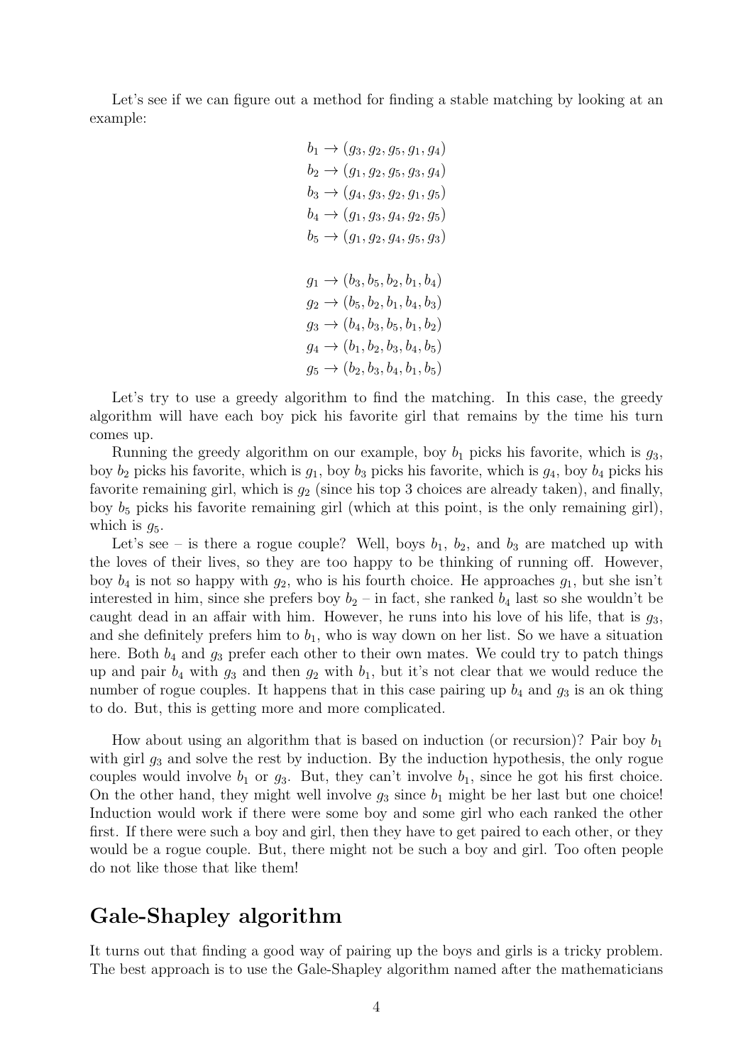Let's see if we can figure out a method for finding a stable matching by looking at an example:

$$
\begin{aligned}
b_1 &\to (g_3, g_2, g_5, g_1, g_4) \\
b_2 &\to (g_1, g_2, g_5, g_3, g_4) \\
b_3 &\to (g_4, g_3, g_2, g_1, g_5) \\
b_4 &\to (g_1, g_3, g_4, g_2, g_5) \\
b_5 &\to (g_1, g_2, g_4, g_5, g_3)
\end{aligned}
$$

$$
\begin{aligned}
g_1 &\to (b_3, b_5, b_2, b_1, b_4) \\
g_2 &\to (b_5, b_2, b_1, b_4, b_3) \\
g_3 &\to (b_4, b_3, b_5, b_1, b_2) \\
g_4 &\to (b_1, b_2, b_3, b_4, b_5) \\
g_5 &\to (b_2, b_3, b_4, b_1, b_5)
\end{aligned}
$$

Let's try to use a greedy algorithm to find the matching. In this case, the greedy algorithm will have each boy pick his favorite girl that remains by the time his turn comes up.

Running the greedy algorithm on our example, boy $b_1$ picks his favorite, which is $g_3$, boy $b_2$ picks his favorite, which is $g_1$, boy $b_3$ picks his favorite, which is $g_4$, boy $b_4$ picks his favorite remaining girl, which is $g_2$ (since his top 3 choices are already taken), and finally, boy $b_5$ picks his favorite remaining girl (which at this point, is the only remaining girl), which is $g_5$.

Let's see – is there a rogue couple? Well, boys $b_1$, $b_2$, and $b_3$ are matched up with the loves of their lives, so they are too happy to be thinking of running off. However, boy $b_4$ is not so happy with $g_2$, who is his fourth choice. He approaches $g_1$, but she isn't interested in him, since she prefers boy $b_2$ – in fact, she ranked $b_4$ last so she wouldn't be caught dead in an affair with him. However, he runs into his love of his life, that is $g_3$, and she definitely prefers him to $b_1$, who is way down on her list. So we have a situation here. Both $b_4$ and $g_3$ prefer each other to their own mates. We could try to patch things up and pair $b_4$ with $g_3$ and then $g_2$ with $b_1$, but it's not clear that we would reduce the number of rogue couples. It happens that in this case pairing up $b_4$ and $g_3$ is an ok thing to do. But, this is getting more and more complicated.

How about using an algorithm that is based on induction (or recursion)? Pair boy $b_1$ with girl $g_3$ and solve the rest by induction. By the induction hypothesis, the only rogue couples would involve $b_1$ or $g_3$. But, they can't involve $b_1$, since he got his first choice. On the other hand, they might well involve $g_3$ since $b_1$ might be her last but one choice! Induction would work if there were some boy and some girl who each ranked the other first. If there were such a boy and girl, then they have to get paired to each other, or they would be a rogue couple. But, there might not be such a boy and girl. Too often people do not like those that like them!

## Gale-Shapley algorithm

It turns out that finding a good way of pairing up the boys and girls is a tricky problem. The best approach is to use the Gale-Shapley algorithm named after the mathematicians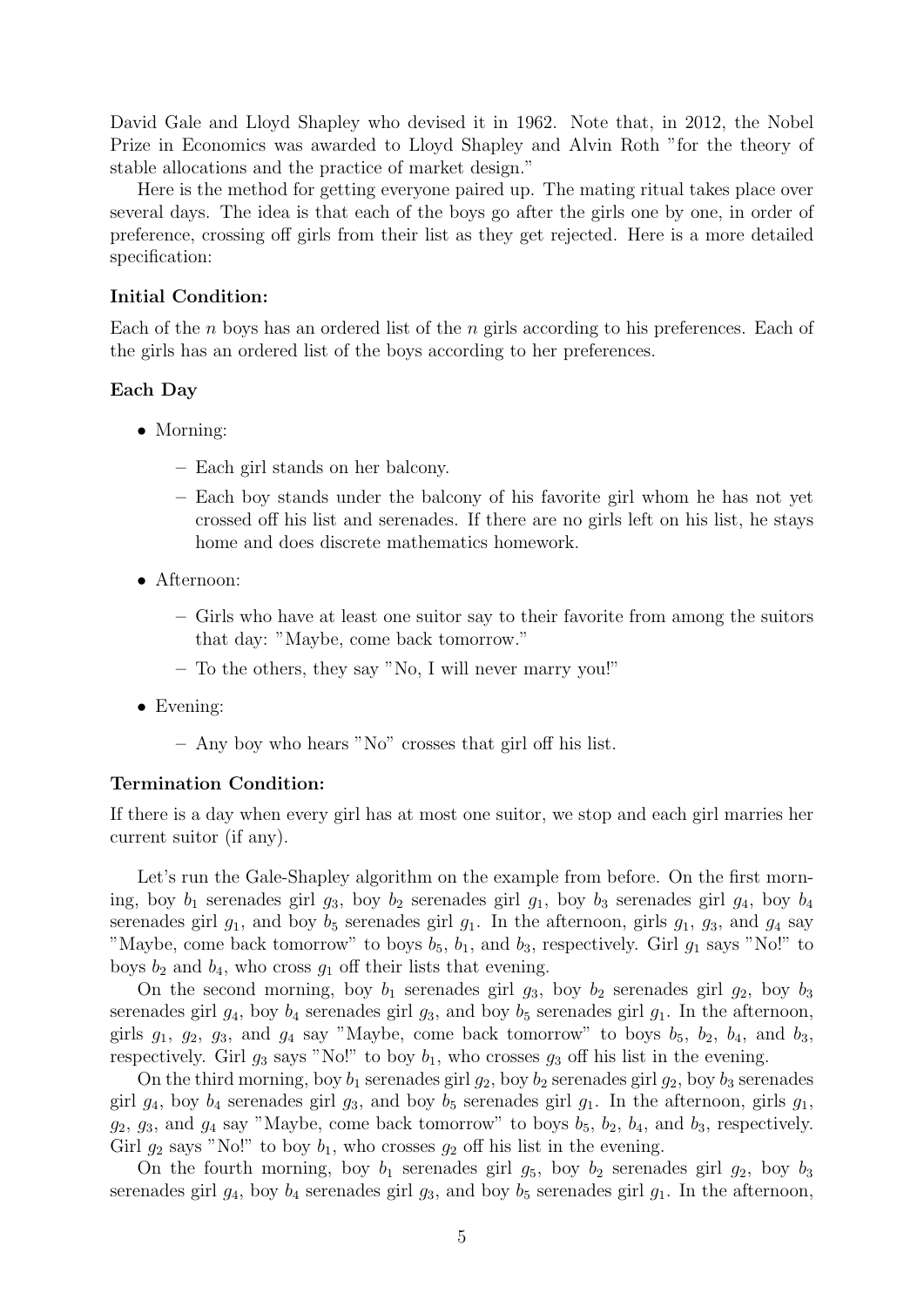David Gale and Lloyd Shapley who devised it in 1962. Note that, in 2012, the Nobel Prize in Economics was awarded to Lloyd Shapley and Alvin Roth "for the theory of stable allocations and the practice of market design."

Here is the method for getting everyone paired up. The mating ritual takes place over several days. The idea is that each of the boys go after the girls one by one, in order of preference, crossing off girls from their list as they get rejected. Here is a more detailed specification:

**Initial Condition:**

Each of the $n$ boys has an ordered list of the $n$ girls according to his preferences. Each of the girls has an ordered list of the boys according to her preferences.

**Each Day**

- Morning:
  - Each girl stands on her balcony.
  - Each boy stands under the balcony of his favorite girl whom he has not yet crossed off his list and serenades. If there are no girls left on his list, he stays home and does discrete mathematics homework.
- Afternoon:
  - Girls who have at least one suitor say to their favorite from among the suitors that day: "Maybe, come back tomorrow."
  - To the others, they say "No, I will never marry you!"
- Evening:
  - Any boy who hears "No" crosses that girl off his list.

**Termination Condition:**

If there is a day when every girl has at most one suitor, we stop and each girl marries her current suitor (if any).

Let's run the Gale-Shapley algorithm on the example from before. On the first morning, boy $b_1$ serenades girl $g_3$, boy $b_2$ serenades girl $g_1$, boy $b_3$ serenades girl $g_4$, boy $b_4$ serenades girl $g_1$, and boy $b_5$ serenades girl $g_1$. In the afternoon, girls $g_1$, $g_3$, and $g_4$ say "Maybe, come back tomorrow" to boys $b_5$, $b_1$, and $b_3$, respectively. Girl $g_1$ says "No!" to boys $b_2$ and $b_4$, who cross $g_1$ off their lists that evening.

On the second morning, boy $b_1$ serenades girl $g_3$, boy $b_2$ serenades girl $g_2$, boy $b_3$ serenades girl $g_4$, boy $b_4$ serenades girl $g_3$, and boy $b_5$ serenades girl $g_1$. In the afternoon, girls $g_1$, $g_2$, $g_3$, and $g_4$ say "Maybe, come back tomorrow" to boys $b_5$, $b_2$, $b_4$, and $b_3$, respectively. Girl $g_3$ says "No!" to boy $b_1$, who crosses $g_3$ off his list in the evening.

On the third morning, boy $b_1$ serenades girl $g_2$, boy $b_2$ serenades girl $g_2$, boy $b_3$ serenades girl $g_4$, boy $b_4$ serenades girl $g_3$, and boy $b_5$ serenades girl $g_1$. In the afternoon, girls $g_1$, $g_2$, $g_3$, and $g_4$ say "Maybe, come back tomorrow" to boys $b_5$, $b_2$, $b_4$, and $b_3$, respectively. Girl $g_2$ says "No!" to boy $b_1$, who crosses $g_2$ off his list in the evening.

On the fourth morning, boy $b_1$ serenades girl $g_5$, boy $b_2$ serenades girl $g_2$, boy $b_3$ serenades girl $g_4$, boy $b_4$ serenades girl $g_3$, and boy $b_5$ serenades girl $g_1$. In the afternoon,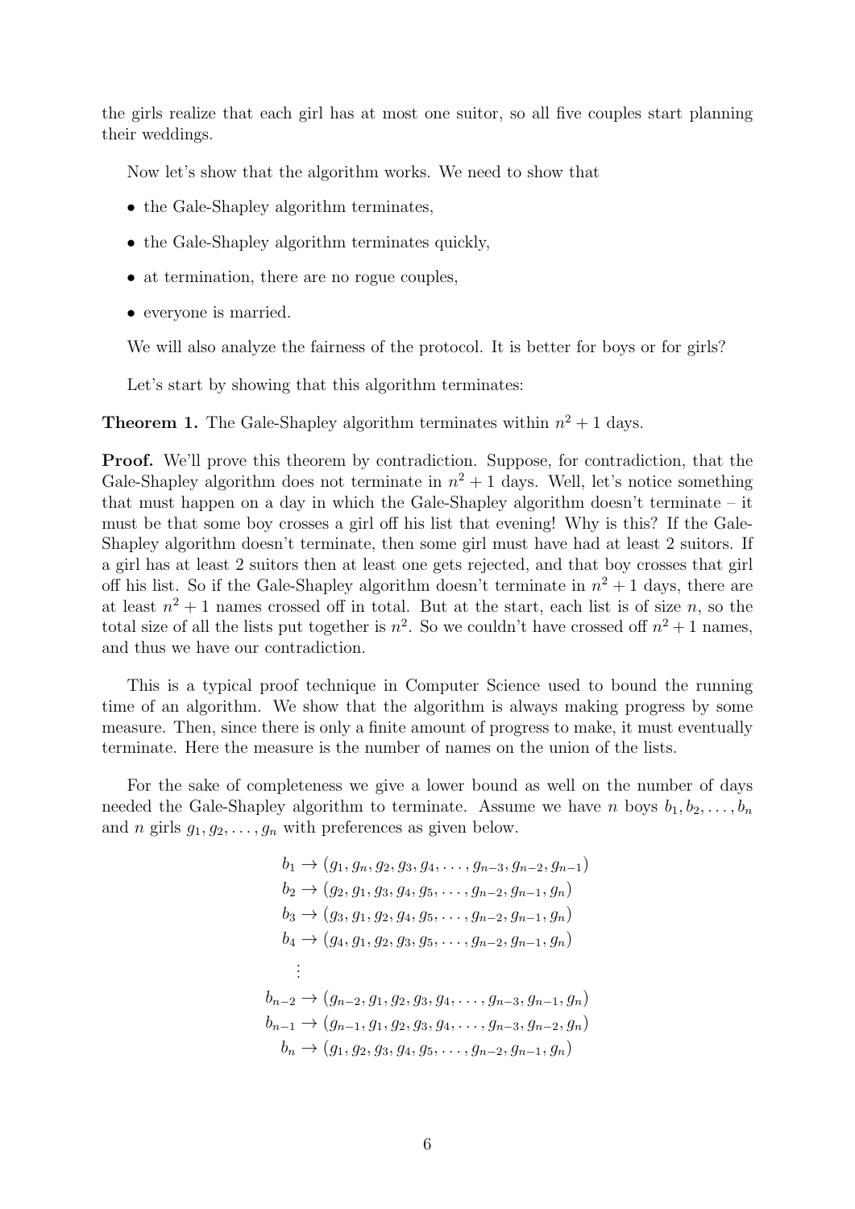the girls realize that each girl has at most one suitor, so all five couples start planning their weddings.

Now let's show that the algorithm works. We need to show that

- the Gale-Shapley algorithm terminates,
- the Gale-Shapley algorithm terminates quickly,
- at termination, there are no rogue couples,
- everyone is married.

We will also analyze the fairness of the protocol. It is better for boys or for girls?

Let's start by showing that this algorithm terminates:

**Theorem 1.** The Gale-Shapley algorithm terminates within $n^2 + 1$ days.

**Proof.** We'll prove this theorem by contradiction. Suppose, for contradiction, that the Gale-Shapley algorithm does not terminate in $n^2 + 1$ days. Well, let's notice something that must happen on a day in which the Gale-Shapley algorithm doesn't terminate – it must be that some boy crosses a girl off his list that evening! Why is this? If the Gale-Shapley algorithm doesn't terminate, then some girl must have had at least 2 suitors. If a girl has at least 2 suitors then at least one gets rejected, and that boy crosses that girl off his list. So if the Gale-Shapley algorithm doesn't terminate in $n^2 + 1$ days, there are at least $n^2 + 1$ names crossed off in total. But at the start, each list is of size $n$, so the total size of all the lists put together is $n^2$. So we couldn't have crossed off $n^2 + 1$ names, and thus we have our contradiction.

This is a typical proof technique in Computer Science used to bound the running time of an algorithm. We show that the algorithm is always making progress by some measure. Then, since there is only a finite amount of progress to make, it must eventually terminate. Here the measure is the number of names on the union of the lists.

For the sake of completeness we give a lower bound as well on the number of days needed the Gale-Shapley algorithm to terminate. Assume we have $n$ boys $b_1, b_2, \ldots, b_n$ and $n$ girls $g_1, g_2, \ldots, g_n$ with preferences as given below.

$$
\begin{aligned}
b_1 &\to (g_1, g_n, g_2, g_3, g_4, \ldots, g_{n-3}, g_{n-2}, g_{n-1}) \\
b_2 &\to (g_2, g_1, g_3, g_4, g_5, \ldots, g_{n-2}, g_{n-1}, g_n) \\
b_3 &\to (g_3, g_1, g_2, g_4, g_5, \ldots, g_{n-2}, g_{n-1}, g_n) \\
b_4 &\to (g_4, g_1, g_2, g_3, g_5, \ldots, g_{n-2}, g_{n-1}, g_n) \\
&\vdots \\
b_{n-2} &\to (g_{n-2}, g_1, g_2, g_3, g_4, \ldots, g_{n-3}, g_{n-1}, g_n) \\
b_{n-1} &\to (g_{n-1}, g_1, g_2, g_3, g_4, \ldots, g_{n-3}, g_{n-2}, g_n) \\
b_n &\to (g_1, g_2, g_3, g_4, g_5, \ldots, g_{n-2}, g_{n-1}, g_n)
\end{aligned}
$$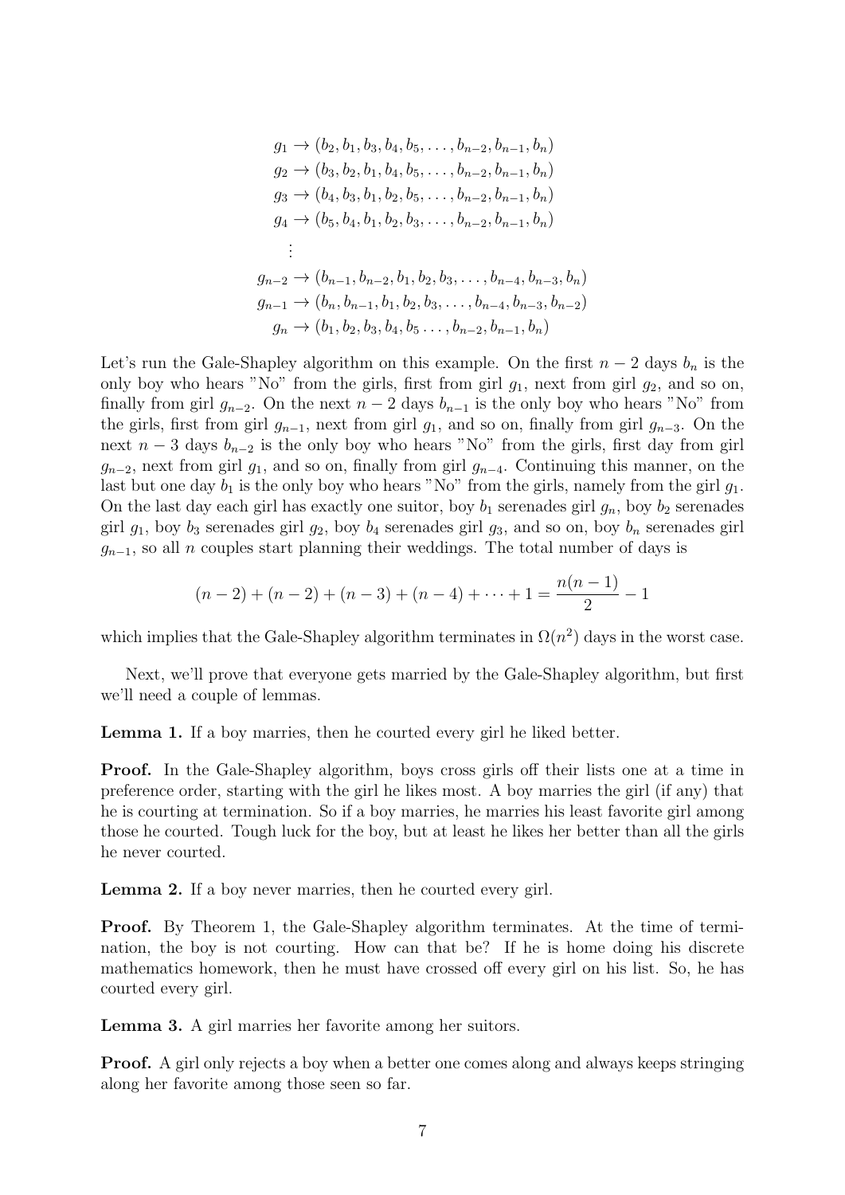$$
\begin{aligned}
g_1 &\rightarrow (b_2, b_1, b_3, b_4, b_5, \ldots, b_{n-2}, b_{n-1}, b_n) \\
g_2 &\rightarrow (b_3, b_2, b_1, b_4, b_5, \ldots, b_{n-2}, b_{n-1}, b_n) \\
g_3 &\rightarrow (b_4, b_3, b_1, b_2, b_5, \ldots, b_{n-2}, b_{n-1}, b_n) \\
g_4 &\rightarrow (b_5, b_4, b_1, b_2, b_3, \ldots, b_{n-2}, b_{n-1}, b_n) \\
&\vdots \\
g_{n-2} &\rightarrow (b_{n-1}, b_{n-2}, b_1, b_2, b_3, \ldots, b_{n-4}, b_{n-3}, b_n) \\
g_{n-1} &\rightarrow (b_n, b_{n-1}, b_1, b_2, b_3, \ldots, b_{n-4}, b_{n-3}, b_{n-2}) \\
g_n &\rightarrow (b_1, b_2, b_3, b_4, b_5 \ldots, b_{n-2}, b_{n-1}, b_n)
\end{aligned}
$$

Let's run the Gale-Shapley algorithm on this example. On the first $n-2$ days $b_n$ is the only boy who hears "No" from the girls, first from girl $g_1$, next from girl $g_2$, and so on, finally from girl $g_{n-2}$. On the next $n-2$ days $b_{n-1}$ is the only boy who hears "No" from the girls, first from girl $g_{n-1}$, next from girl $g_1$, and so on, finally from girl $g_{n-3}$. On the next $n-3$ days $b_{n-2}$ is the only boy who hears "No" from the girls, first day from girl $g_{n-2}$, next from girl $g_1$, and so on, finally from girl $g_{n-4}$. Continuing this manner, on the last but one day $b_1$ is the only boy who hears "No" from the girls, namely from the girl $g_1$. On the last day each girl has exactly one suitor, boy $b_1$ serenades girl $g_n$, boy $b_2$ serenades girl $g_1$, boy $b_3$ serenades girl $g_2$, boy $b_4$ serenades girl $g_3$, and so on, boy $b_n$ serenades girl $g_{n-1}$, so all $n$ couples start planning their weddings. The total number of days is

$$(n-2) + (n-2) + (n-3) + (n-4) + \cdots + 1 = \frac{n(n-1)}{2} - 1$$

which implies that the Gale-Shapley algorithm terminates in $\Omega(n^2)$ days in the worst case.

Next, we'll prove that everyone gets married by the Gale-Shapley algorithm, but first we'll need a couple of lemmas.

**Lemma 1.** If a boy marries, then he courted every girl he liked better.

**Proof.** In the Gale-Shapley algorithm, boys cross girls off their lists one at a time in preference order, starting with the girl he likes most. A boy marries the girl (if any) that he is courting at termination. So if a boy marries, he marries his least favorite girl among those he courted. Tough luck for the boy, but at least he likes her better than all the girls he never courted.

**Lemma 2.** If a boy never marries, then he courted every girl.

**Proof.** By Theorem 1, the Gale-Shapley algorithm terminates. At the time of termination, the boy is not courting. How can that be? If he is home doing his discrete mathematics homework, then he must have crossed off every girl on his list. So, he has courted every girl.

**Lemma 3.** A girl marries her favorite among her suitors.

**Proof.** A girl only rejects a boy when a better one comes along and always keeps stringing along her favorite among those seen so far.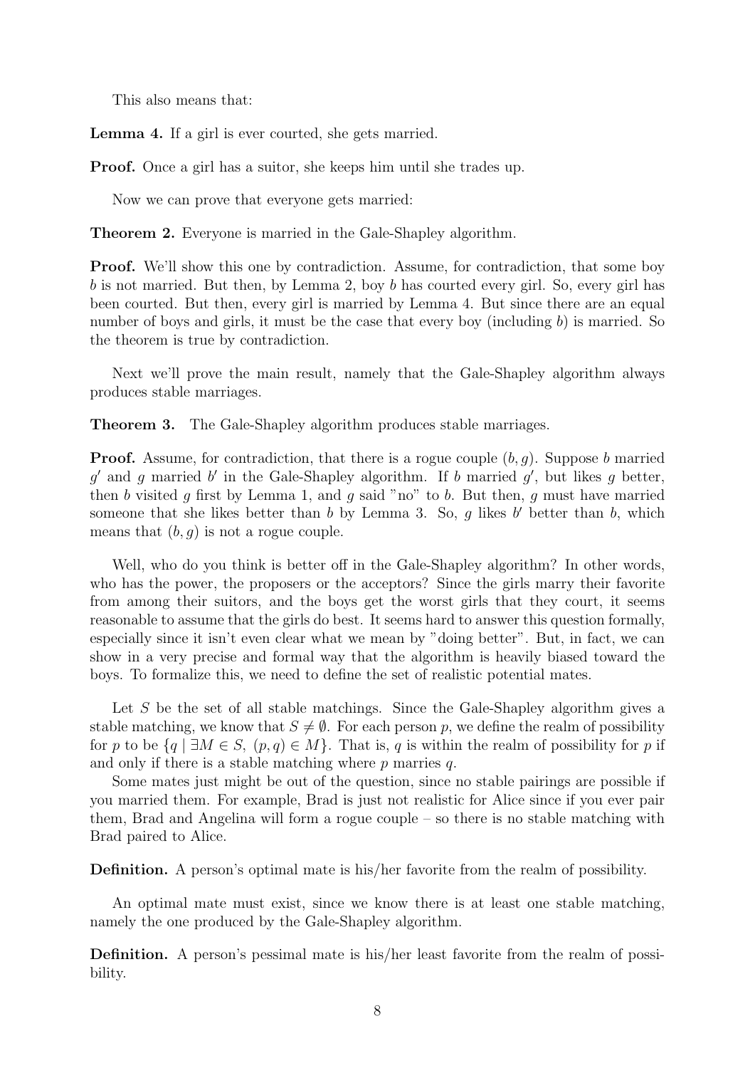This also means that:

**Lemma 4.** If a girl is ever courted, she gets married.

**Proof.** Once a girl has a suitor, she keeps him until she trades up.

Now we can prove that everyone gets married:

**Theorem 2.** Everyone is married in the Gale-Shapley algorithm.

**Proof.** We'll show this one by contradiction. Assume, for contradiction, that some boy $b$ is not married. But then, by Lemma 2, boy $b$ has courted every girl. So, every girl has been courted. But then, every girl is married by Lemma 4. But since there are an equal number of boys and girls, it must be the case that every boy (including $b$) is married. So the theorem is true by contradiction.

Next we'll prove the main result, namely that the Gale-Shapley algorithm always produces stable marriages.

**Theorem 3.** The Gale-Shapley algorithm produces stable marriages.

**Proof.** Assume, for contradiction, that there is a rogue couple $(b, g)$. Suppose $b$ married $g'$ and $g$ married $b'$ in the Gale-Shapley algorithm. If $b$ married $g'$, but likes $g$ better, then $b$ visited $g$ first by Lemma 1, and $g$ said "no" to $b$. But then, $g$ must have married someone that she likes better than $b$ by Lemma 3. So, $g$ likes $b'$ better than $b$, which means that $(b, g)$ is not a rogue couple.

Well, who do you think is better off in the Gale-Shapley algorithm? In other words, who has the power, the proposers or the acceptors? Since the girls marry their favorite from among their suitors, and the boys get the worst girls that they court, it seems reasonable to assume that the girls do best. It seems hard to answer this question formally, especially since it isn't even clear what we mean by "doing better". But, in fact, we can show in a very precise and formal way that the algorithm is heavily biased toward the boys. To formalize this, we need to define the set of realistic potential mates.

Let $S$ be the set of all stable matchings. Since the Gale-Shapley algorithm gives a stable matching, we know that $S \neq \emptyset$. For each person $p$, we define the realm of possibility for $p$ to be $\{q \mid \exists M \in S,\ (p, q) \in M\}$. That is, $q$ is within the realm of possibility for $p$ if and only if there is a stable matching where $p$ marries $q$.

Some mates just might be out of the question, since no stable pairings are possible if you married them. For example, Brad is just not realistic for Alice since if you ever pair them, Brad and Angelina will form a rogue couple – so there is no stable matching with Brad paired to Alice.

**Definition.** A person's optimal mate is his/her favorite from the realm of possibility.

An optimal mate must exist, since we know there is at least one stable matching, namely the one produced by the Gale-Shapley algorithm.

**Definition.** A person's pessimal mate is his/her least favorite from the realm of possibility.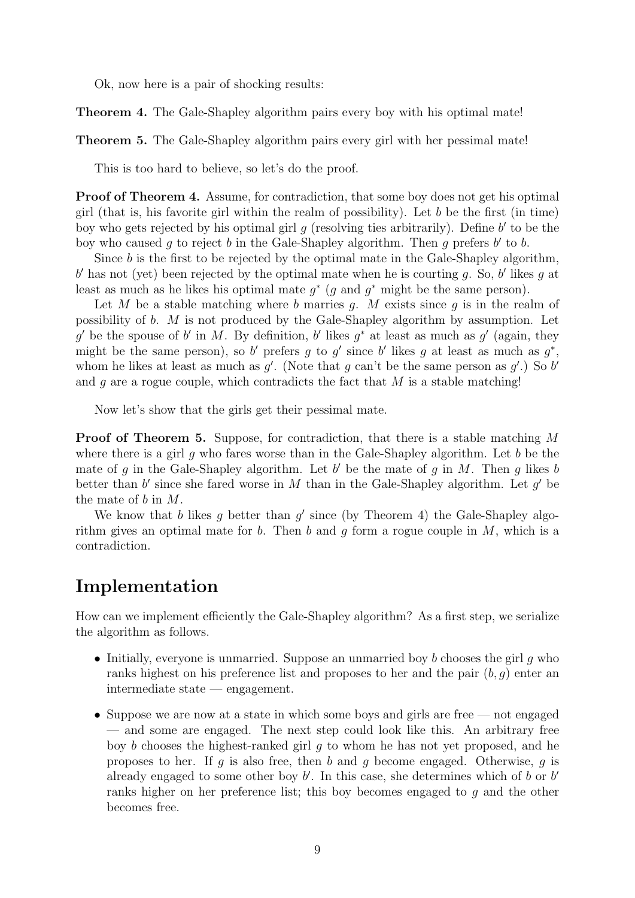Ok, now here is a pair of shocking results:

**Theorem 4.** The Gale-Shapley algorithm pairs every boy with his optimal mate!

**Theorem 5.** The Gale-Shapley algorithm pairs every girl with her pessimal mate!

This is too hard to believe, so let's do the proof.

**Proof of Theorem 4.** Assume, for contradiction, that some boy does not get his optimal girl (that is, his favorite girl within the realm of possibility). Let $b$ be the first (in time) boy who gets rejected by his optimal girl $g$ (resolving ties arbitrarily). Define $b'$ to be the boy who caused $g$ to reject $b$ in the Gale-Shapley algorithm. Then $g$ prefers $b'$ to $b$.

Since $b$ is the first to be rejected by the optimal mate in the Gale-Shapley algorithm, $b'$ has not (yet) been rejected by the optimal mate when he is courting $g$. So, $b'$ likes $g$ at least as much as he likes his optimal mate $g^*$ ($g$ and $g^*$ might be the same person).

Let $M$ be a stable matching where $b$ marries $g$. $M$ exists since $g$ is in the realm of possibility of $b$. $M$ is not produced by the Gale-Shapley algorithm by assumption. Let $g'$ be the spouse of $b'$ in $M$. By definition, $b'$ likes $g^*$ at least as much as $g'$ (again, they might be the same person), so $b'$ prefers $g$ to $g'$ since $b'$ likes $g$ at least as much as $g^*$, whom he likes at least as much as $g'$. (Note that $g$ can't be the same person as $g'$.) So $b'$ and $g$ are a rogue couple, which contradicts the fact that $M$ is a stable matching!

Now let's show that the girls get their pessimal mate.

**Proof of Theorem 5.** Suppose, for contradiction, that there is a stable matching $M$ where there is a girl $g$ who fares worse than in the Gale-Shapley algorithm. Let $b$ be the mate of $g$ in the Gale-Shapley algorithm. Let $b'$ be the mate of $g$ in $M$. Then $g$ likes $b$ better than $b'$ since she fared worse in $M$ than in the Gale-Shapley algorithm. Let $g'$ be the mate of $b$ in $M$.

We know that $b$ likes $g$ better than $g'$ since (by Theorem 4) the Gale-Shapley algorithm gives an optimal mate for $b$. Then $b$ and $g$ form a rogue couple in $M$, which is a contradiction.

## Implementation

How can we implement efficiently the Gale-Shapley algorithm? As a first step, we serialize the algorithm as follows.

- Initially, everyone is unmarried. Suppose an unmarried boy $b$ chooses the girl $g$ who ranks highest on his preference list and proposes to her and the pair $(b, g)$ enter an intermediate state — engagement.
- Suppose we are now at a state in which some boys and girls are free — not engaged — and some are engaged. The next step could look like this. An arbitrary free boy $b$ chooses the highest-ranked girl $g$ to whom he has not yet proposed, and he proposes to her. If $g$ is also free, then $b$ and $g$ become engaged. Otherwise, $g$ is already engaged to some other boy $b'$. In this case, she determines which of $b$ or $b'$ ranks higher on her preference list; this boy becomes engaged to $g$ and the other becomes free.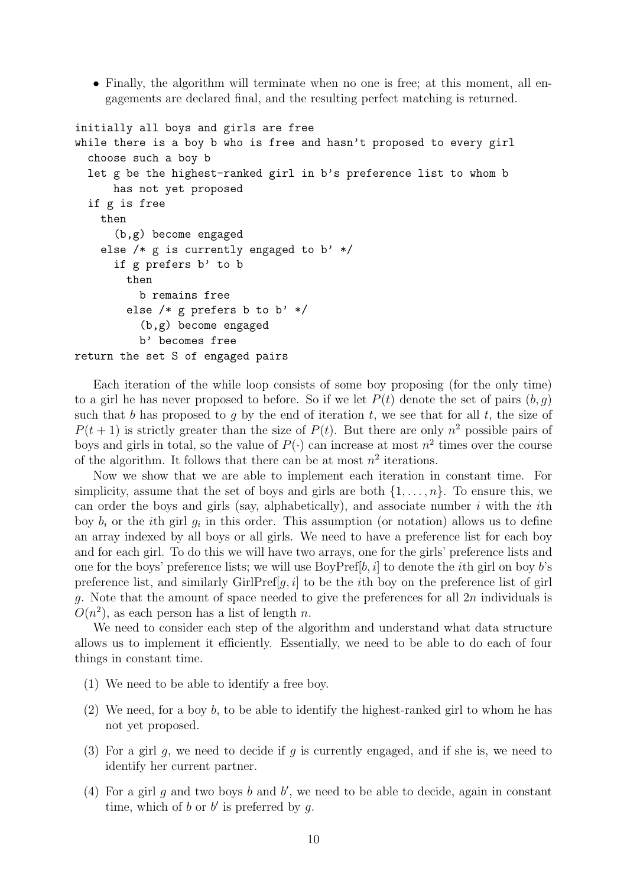- Finally, the algorithm will terminate when no one is free; at this moment, all engagements are declared final, and the resulting perfect matching is returned.

```
initially all boys and girls are free
while there is a boy b who is free and hasn't proposed to every girl
  choose such a boy b
  let g be the highest-ranked girl in b's preference list to whom b
      has not yet proposed
  if g is free
    then
      (b,g) become engaged
    else /* g is currently engaged to b' */
      if g prefers b' to b
        then
          b remains free
        else /* g prefers b to b' */
          (b,g) become engaged
          b' becomes free
return the set S of engaged pairs
```

Each iteration of the while loop consists of some boy proposing (for the only time) to a girl he has never proposed to before. So if we let $P(t)$ denote the set of pairs $(b, g)$ such that $b$ has proposed to $g$ by the end of iteration $t$, we see that for all $t$, the size of $P(t+1)$ is strictly greater than the size of $P(t)$. But there are only $n^2$ possible pairs of boys and girls in total, so the value of $P(\cdot)$ can increase at most $n^2$ times over the course of the algorithm. It follows that there can be at most $n^2$ iterations.

Now we show that we are able to implement each iteration in constant time. For simplicity, assume that the set of boys and girls are both $\{1, \ldots, n\}$. To ensure this, we can order the boys and girls (say, alphabetically), and associate number $i$ with the $i$th boy $b_i$ or the $i$th girl $g_i$ in this order. This assumption (or notation) allows us to define an array indexed by all boys or all girls. We need to have a preference list for each boy and for each girl. To do this we will have two arrays, one for the girls' preference lists and one for the boys' preference lists; we will use $\text{BoyPref}[b, i]$ to denote the $i$th girl on boy $b$'s preference list, and similarly $\text{GirlPref}[g, i]$ to be the $i$th boy on the preference list of girl $g$. Note that the amount of space needed to give the preferences for all $2n$ individuals is $O(n^2)$, as each person has a list of length $n$.

We need to consider each step of the algorithm and understand what data structure allows us to implement it efficiently. Essentially, we need to be able to do each of four things in constant time.

(1) We need to be able to identify a free boy.

(2) We need, for a boy $b$, to be able to identify the highest-ranked girl to whom he has not yet proposed.

(3) For a girl $g$, we need to decide if $g$ is currently engaged, and if she is, we need to identify her current partner.

(4) For a girl $g$ and two boys $b$ and $b'$, we need to be able to decide, again in constant time, which of $b$ or $b'$ is preferred by $g$.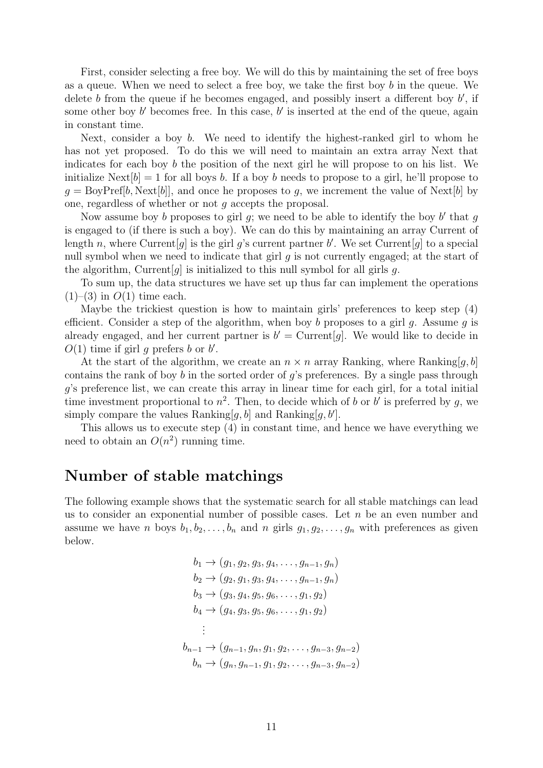First, consider selecting a free boy. We will do this by maintaining the set of free boys as a queue. When we need to select a free boy, we take the first boy $b$ in the queue. We delete $b$ from the queue if he becomes engaged, and possibly insert a different boy $b'$, if some other boy $b'$ becomes free. In this case, $b'$ is inserted at the end of the queue, again in constant time.

Next, consider a boy $b$. We need to identify the highest-ranked girl to whom he has not yet proposed. To do this we will need to maintain an extra array Next that indicates for each boy $b$ the position of the next girl he will propose to on his list. We initialize $\text{Next}[b] = 1$ for all boys $b$. If a boy $b$ needs to propose to a girl, he'll propose to $g = \text{BoyPref}[b, \text{Next}[b]]$, and once he proposes to $g$, we increment the value of $\text{Next}[b]$ by one, regardless of whether or not $g$ accepts the proposal.

Now assume boy $b$ proposes to girl $g$; we need to be able to identify the boy $b'$ that $g$ is engaged to (if there is such a boy). We can do this by maintaining an array Current of length $n$, where $\text{Current}[g]$ is the girl $g$'s current partner $b'$. We set $\text{Current}[g]$ to a special null symbol when we need to indicate that girl $g$ is not currently engaged; at the start of the algorithm, $\text{Current}[g]$ is initialized to this null symbol for all girls $g$.

To sum up, the data structures we have set up thus far can implement the operations (1)–(3) in $O(1)$ time each.

Maybe the trickiest question is how to maintain girls' preferences to keep step (4) efficient. Consider a step of the algorithm, when boy $b$ proposes to a girl $g$. Assume $g$ is already engaged, and her current partner is $b' = \text{Current}[g]$. We would like to decide in $O(1)$ time if girl $g$ prefers $b$ or $b'$.

At the start of the algorithm, we create an $n \times n$ array Ranking, where $\text{Ranking}[g, b]$ contains the rank of boy $b$ in the sorted order of $g$'s preferences. By a single pass through $g$'s preference list, we can create this array in linear time for each girl, for a total initial time investment proportional to $n^2$. Then, to decide which of $b$ or $b'$ is preferred by $g$, we simply compare the values $\text{Ranking}[g, b]$ and $\text{Ranking}[g, b']$.

This allows us to execute step (4) in constant time, and hence we have everything we need to obtain an $O(n^2)$ running time.

## Number of stable matchings

The following example shows that the systematic search for all stable matchings can lead us to consider an exponential number of possible cases. Let $n$ be an even number and assume we have $n$ boys $b_1, b_2, \ldots, b_n$ and $n$ girls $g_1, g_2, \ldots, g_n$ with preferences as given below.

$$
\begin{aligned}
b_1 &\to (g_1, g_2, g_3, g_4, \ldots, g_{n-1}, g_n) \\
b_2 &\to (g_2, g_1, g_3, g_4, \ldots, g_{n-1}, g_n) \\
b_3 &\to (g_3, g_4, g_5, g_6, \ldots, g_1, g_2) \\
b_4 &\to (g_4, g_3, g_5, g_6, \ldots, g_1, g_2) \\
&\vdots \\
b_{n-1} &\to (g_{n-1}, g_n, g_1, g_2, \ldots, g_{n-3}, g_{n-2}) \\
b_n &\to (g_n, g_{n-1}, g_1, g_2, \ldots, g_{n-3}, g_{n-2})
\end{aligned}
$$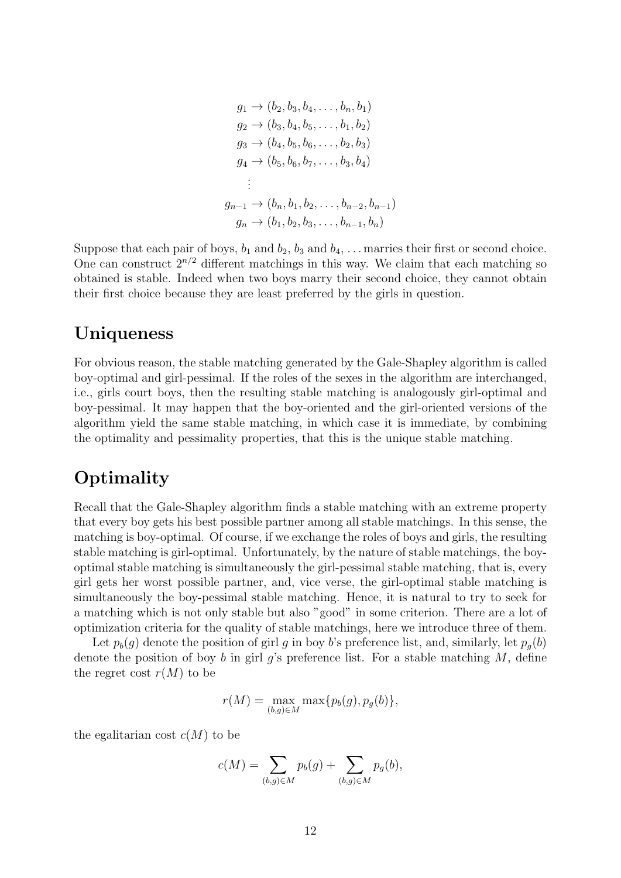$$
\begin{aligned}
g_1 &\to (b_2, b_3, b_4, \ldots, b_n, b_1) \\
g_2 &\to (b_3, b_4, b_5, \ldots, b_1, b_2) \\
g_3 &\to (b_4, b_5, b_6, \ldots, b_2, b_3) \\
g_4 &\to (b_5, b_6, b_7, \ldots, b_3, b_4) \\
&\vdots \\
g_{n-1} &\to (b_n, b_1, b_2, \ldots, b_{n-2}, b_{n-1}) \\
g_n &\to (b_1, b_2, b_3, \ldots, b_{n-1}, b_n)
\end{aligned}
$$

Suppose that each pair of boys, $b_1$ and $b_2$, $b_3$ and $b_4$, ... marries their first or second choice. One can construct $2^{n/2}$ different matchings in this way. We claim that each matching so obtained is stable. Indeed when two boys marry their second choice, they cannot obtain their first choice because they are least preferred by the girls in question.

## Uniqueness

For obvious reason, the stable matching generated by the Gale-Shapley algorithm is called boy-optimal and girl-pessimal. If the roles of the sexes in the algorithm are interchanged, i.e., girls court boys, then the resulting stable matching is analogously girl-optimal and boy-pessimal. It may happen that the boy-oriented and the girl-oriented versions of the algorithm yield the same stable matching, in which case it is immediate, by combining the optimality and pessimality properties, that this is the unique stable matching.

## Optimality

Recall that the Gale-Shapley algorithm finds a stable matching with an extreme property that every boy gets his best possible partner among all stable matchings. In this sense, the matching is boy-optimal. Of course, if we exchange the roles of boys and girls, the resulting stable matching is girl-optimal. Unfortunately, by the nature of stable matchings, the boy-optimal stable matching is simultaneously the girl-pessimal stable matching, that is, every girl gets her worst possible partner, and, vice verse, the girl-optimal stable matching is simultaneously the boy-pessimal stable matching. Hence, it is natural to try to seek for a matching which is not only stable but also "good" in some criterion. There are a lot of optimization criteria for the quality of stable matchings, here we introduce three of them.

Let $p_b(g)$ denote the position of girl $g$ in boy $b$'s preference list, and, similarly, let $p_g(b)$ denote the position of boy $b$ in girl $g$'s preference list. For a stable matching $M$, define the regret cost $r(M)$ to be

$$
r(M) = \max_{(b,g)\in M} \max\{p_b(g), p_g(b)\},
$$

the egalitarian cost $c(M)$ to be

$$
c(M) = \sum_{(b,g)\in M} p_b(g) + \sum_{(b,g)\in M} p_g(b),
$$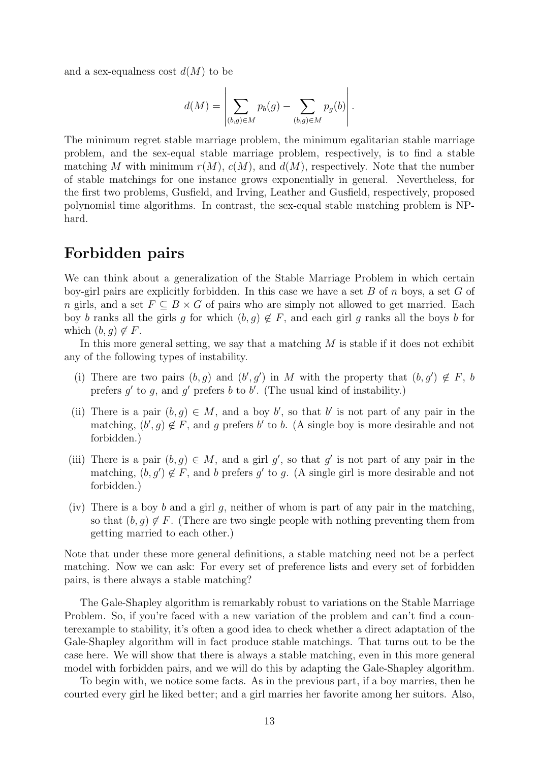and a sex-equalness cost $d(M)$ to be

$$d(M) = \left| \sum_{(b,g)\in M} p_b(g) - \sum_{(b,g)\in M} p_g(b) \right|.$$

The minimum regret stable marriage problem, the minimum egalitarian stable marriage problem, and the sex-equal stable marriage problem, respectively, is to find a stable matching $M$ with minimum $r(M)$, $c(M)$, and $d(M)$, respectively. Note that the number of stable matchings for one instance grows exponentially in general. Nevertheless, for the first two problems, Gusfield, and Irving, Leather and Gusfield, respectively, proposed polynomial time algorithms. In contrast, the sex-equal stable matching problem is NP-hard.

## Forbidden pairs

We can think about a generalization of the Stable Marriage Problem in which certain boy-girl pairs are explicitly forbidden. In this case we have a set $B$ of $n$ boys, a set $G$ of $n$ girls, and a set $F \subseteq B \times G$ of pairs who are simply not allowed to get married. Each boy $b$ ranks all the girls $g$ for which $(b, g) \notin F$, and each girl $g$ ranks all the boys $b$ for which $(b, g) \notin F$.

In this more general setting, we say that a matching $M$ is stable if it does not exhibit any of the following types of instability.

(i) There are two pairs $(b, g)$ and $(b', g')$ in $M$ with the property that $(b, g') \notin F$, $b$ prefers $g'$ to $g$, and $g'$ prefers $b$ to $b'$. (The usual kind of instability.)

(ii) There is a pair $(b, g) \in M$, and a boy $b'$, so that $b'$ is not part of any pair in the matching, $(b', g) \notin F$, and $g$ prefers $b'$ to $b$. (A single boy is more desirable and not forbidden.)

(iii) There is a pair $(b, g) \in M$, and a girl $g'$, so that $g'$ is not part of any pair in the matching, $(b, g') \notin F$, and $b$ prefers $g'$ to $g$. (A single girl is more desirable and not forbidden.)

(iv) There is a boy $b$ and a girl $g$, neither of whom is part of any pair in the matching, so that $(b, g) \notin F$. (There are two single people with nothing preventing them from getting married to each other.)

Note that under these more general definitions, a stable matching need not be a perfect matching. Now we can ask: For every set of preference lists and every set of forbidden pairs, is there always a stable matching?

The Gale-Shapley algorithm is remarkably robust to variations on the Stable Marriage Problem. So, if you're faced with a new variation of the problem and can't find a counterexample to stability, it's often a good idea to check whether a direct adaptation of the Gale-Shapley algorithm will in fact produce stable matchings. That turns out to be the case here. We will show that there is always a stable matching, even in this more general model with forbidden pairs, and we will do this by adapting the Gale-Shapley algorithm.

To begin with, we notice some facts. As in the previous part, if a boy marries, then he courted every girl he liked better; and a girl marries her favorite among her suitors. Also,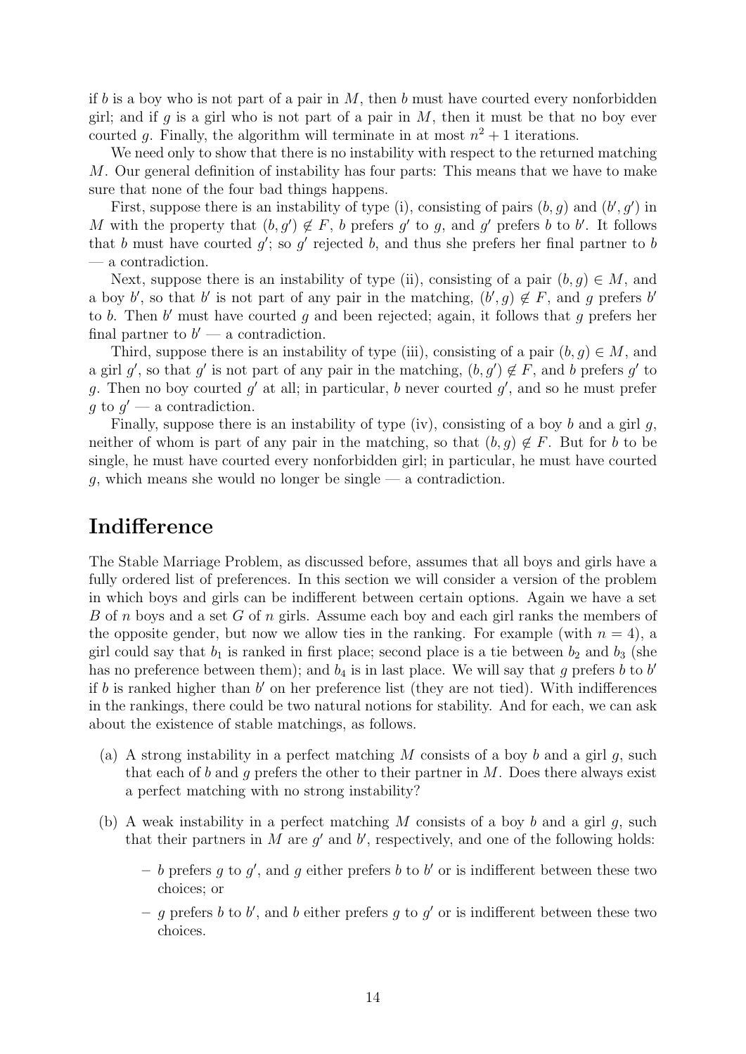if $b$ is a boy who is not part of a pair in $M$, then $b$ must have courted every nonforbidden girl; and if $g$ is a girl who is not part of a pair in $M$, then it must be that no boy ever courted $g$. Finally, the algorithm will terminate in at most $n^2 + 1$ iterations.

We need only to show that there is no instability with respect to the returned matching $M$. Our general definition of instability has four parts: This means that we have to make sure that none of the four bad things happens.

First, suppose there is an instability of type (i), consisting of pairs $(b, g)$ and $(b', g')$ in $M$ with the property that $(b, g') \notin F$, $b$ prefers $g'$ to $g$, and $g'$ prefers $b$ to $b'$. It follows that $b$ must have courted $g'$; so $g'$ rejected $b$, and thus she prefers her final partner to $b$ — a contradiction.

Next, suppose there is an instability of type (ii), consisting of a pair $(b, g) \in M$, and a boy $b'$, so that $b'$ is not part of any pair in the matching, $(b', g) \notin F$, and $g$ prefers $b'$ to $b$. Then $b'$ must have courted $g$ and been rejected; again, it follows that $g$ prefers her final partner to $b'$ — a contradiction.

Third, suppose there is an instability of type (iii), consisting of a pair $(b, g) \in M$, and a girl $g'$, so that $g'$ is not part of any pair in the matching, $(b, g') \notin F$, and $b$ prefers $g'$ to $g$. Then no boy courted $g'$ at all; in particular, $b$ never courted $g'$, and so he must prefer $g$ to $g'$ — a contradiction.

Finally, suppose there is an instability of type (iv), consisting of a boy $b$ and a girl $g$, neither of whom is part of any pair in the matching, so that $(b, g) \notin F$. But for $b$ to be single, he must have courted every nonforbidden girl; in particular, he must have courted $g$, which means she would no longer be single — a contradiction.

## Indifference

The Stable Marriage Problem, as discussed before, assumes that all boys and girls have a fully ordered list of preferences. In this section we will consider a version of the problem in which boys and girls can be indifferent between certain options. Again we have a set $B$ of $n$ boys and a set $G$ of $n$ girls. Assume each boy and each girl ranks the members of the opposite gender, but now we allow ties in the ranking. For example (with $n = 4$), a girl could say that $b_1$ is ranked in first place; second place is a tie between $b_2$ and $b_3$ (she has no preference between them); and $b_4$ is in last place. We will say that $g$ prefers $b$ to $b'$ if $b$ is ranked higher than $b'$ on her preference list (they are not tied). With indifferences in the rankings, there could be two natural notions for stability. And for each, we can ask about the existence of stable matchings, as follows.

(a) A strong instability in a perfect matching $M$ consists of a boy $b$ and a girl $g$, such that each of $b$ and $g$ prefers the other to their partner in $M$. Does there always exist a perfect matching with no strong instability?

(b) A weak instability in a perfect matching $M$ consists of a boy $b$ and a girl $g$, such that their partners in $M$ are $g'$ and $b'$, respectively, and one of the following holds:

- $b$ prefers $g$ to $g'$, and $g$ either prefers $b$ to $b'$ or is indifferent between these two choices; or
- $g$ prefers $b$ to $b'$, and $b$ either prefers $g$ to $g'$ or is indifferent between these two choices.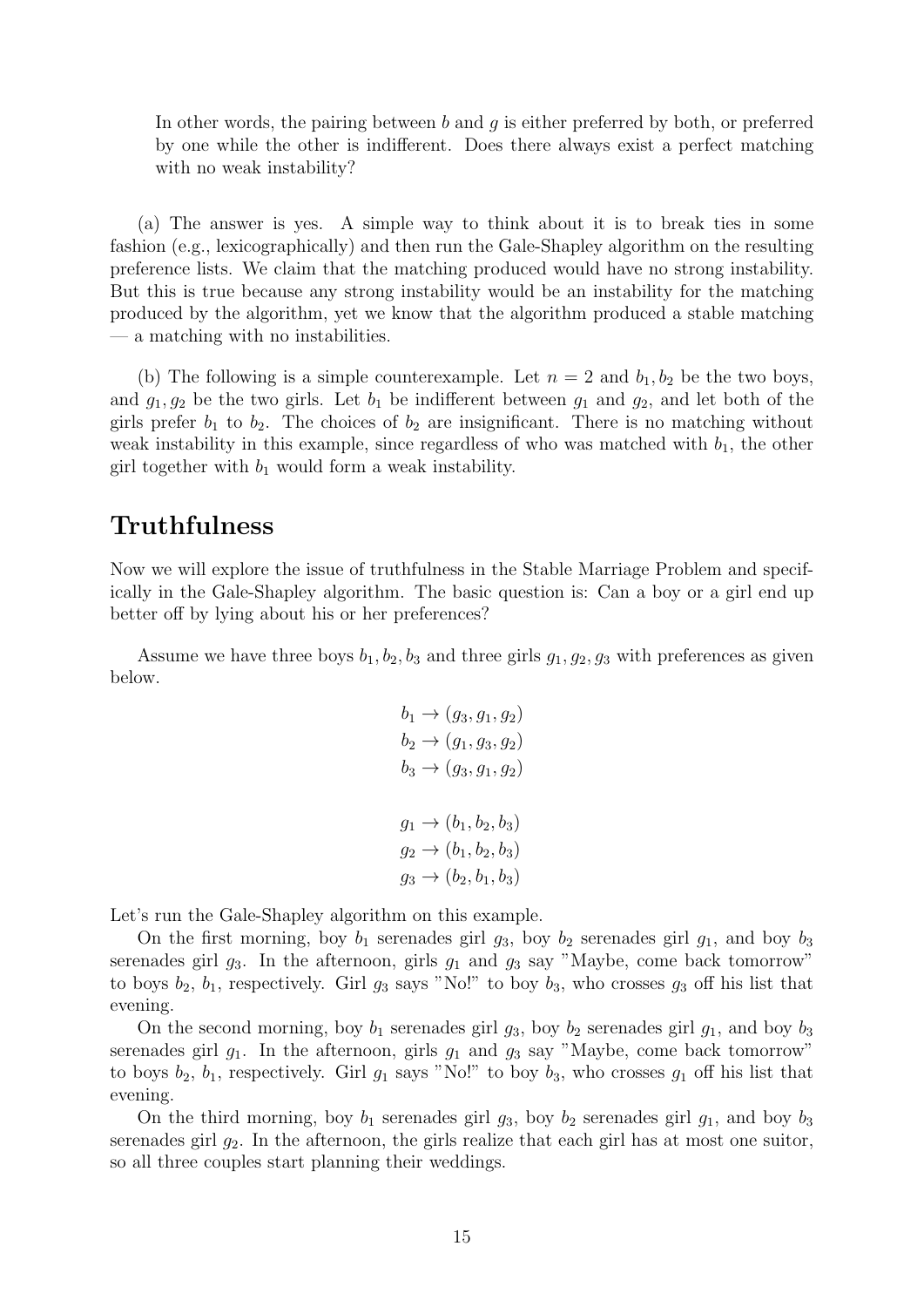In other words, the pairing between $b$ and $g$ is either preferred by both, or preferred by one while the other is indifferent. Does there always exist a perfect matching with no weak instability?

(a) The answer is yes. A simple way to think about it is to break ties in some fashion (e.g., lexicographically) and then run the Gale-Shapley algorithm on the resulting preference lists. We claim that the matching produced would have no strong instability. But this is true because any strong instability would be an instability for the matching produced by the algorithm, yet we know that the algorithm produced a stable matching — a matching with no instabilities.

(b) The following is a simple counterexample. Let $n = 2$ and $b_1, b_2$ be the two boys, and $g_1, g_2$ be the two girls. Let $b_1$ be indifferent between $g_1$ and $g_2$, and let both of the girls prefer $b_1$ to $b_2$. The choices of $b_2$ are insignificant. There is no matching without weak instability in this example, since regardless of who was matched with $b_1$, the other girl together with $b_1$ would form a weak instability.

## Truthfulness

Now we will explore the issue of truthfulness in the Stable Marriage Problem and specifically in the Gale-Shapley algorithm. The basic question is: Can a boy or a girl end up better off by lying about his or her preferences?

Assume we have three boys $b_1, b_2, b_3$ and three girls $g_1, g_2, g_3$ with preferences as given below.

$$
\begin{aligned}
b_1 &\to (g_3, g_1, g_2)\\
b_2 &\to (g_1, g_3, g_2)\\
b_3 &\to (g_3, g_1, g_2)\\
\\
g_1 &\to (b_1, b_2, b_3)\\
g_2 &\to (b_1, b_2, b_3)\\
g_3 &\to (b_2, b_1, b_3)
\end{aligned}
$$

Let's run the Gale-Shapley algorithm on this example.

On the first morning, boy $b_1$ serenades girl $g_3$, boy $b_2$ serenades girl $g_1$, and boy $b_3$ serenades girl $g_3$. In the afternoon, girls $g_1$ and $g_3$ say "Maybe, come back tomorrow" to boys $b_2$, $b_1$, respectively. Girl $g_3$ says "No!" to boy $b_3$, who crosses $g_3$ off his list that evening.

On the second morning, boy $b_1$ serenades girl $g_3$, boy $b_2$ serenades girl $g_1$, and boy $b_3$ serenades girl $g_1$. In the afternoon, girls $g_1$ and $g_3$ say "Maybe, come back tomorrow" to boys $b_2$, $b_1$, respectively. Girl $g_1$ says "No!" to boy $b_3$, who crosses $g_1$ off his list that evening.

On the third morning, boy $b_1$ serenades girl $g_3$, boy $b_2$ serenades girl $g_1$, and boy $b_3$ serenades girl $g_2$. In the afternoon, the girls realize that each girl has at most one suitor, so all three couples start planning their weddings.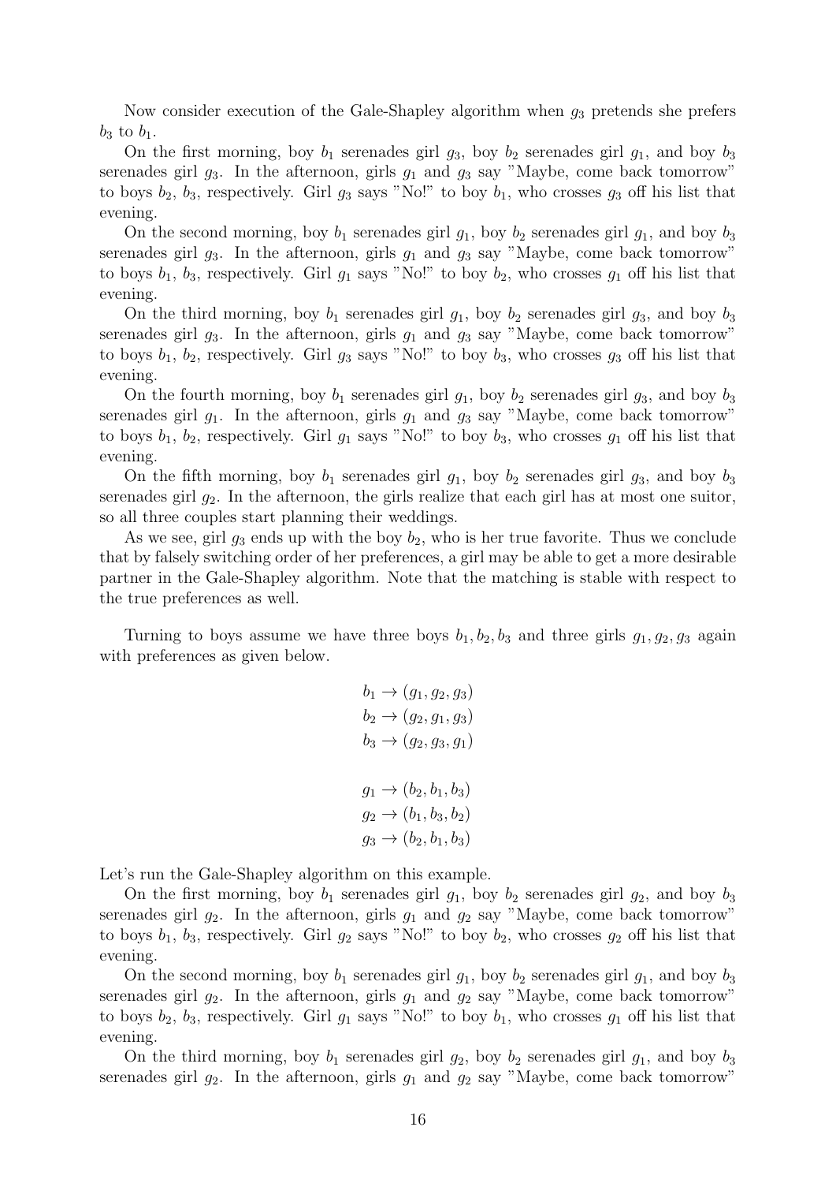Now consider execution of the Gale-Shapley algorithm when $g_3$ pretends she prefers $b_3$ to $b_1$.

On the first morning, boy $b_1$ serenades girl $g_3$, boy $b_2$ serenades girl $g_1$, and boy $b_3$ serenades girl $g_3$. In the afternoon, girls $g_1$ and $g_3$ say "Maybe, come back tomorrow" to boys $b_2$, $b_3$, respectively. Girl $g_3$ says "No!" to boy $b_1$, who crosses $g_3$ off his list that evening.

On the second morning, boy $b_1$ serenades girl $g_1$, boy $b_2$ serenades girl $g_1$, and boy $b_3$ serenades girl $g_3$. In the afternoon, girls $g_1$ and $g_3$ say "Maybe, come back tomorrow" to boys $b_1$, $b_3$, respectively. Girl $g_1$ says "No!" to boy $b_2$, who crosses $g_1$ off his list that evening.

On the third morning, boy $b_1$ serenades girl $g_1$, boy $b_2$ serenades girl $g_3$, and boy $b_3$ serenades girl $g_3$. In the afternoon, girls $g_1$ and $g_3$ say "Maybe, come back tomorrow" to boys $b_1$, $b_2$, respectively. Girl $g_3$ says "No!" to boy $b_3$, who crosses $g_3$ off his list that evening.

On the fourth morning, boy $b_1$ serenades girl $g_1$, boy $b_2$ serenades girl $g_3$, and boy $b_3$ serenades girl $g_1$. In the afternoon, girls $g_1$ and $g_3$ say "Maybe, come back tomorrow" to boys $b_1$, $b_2$, respectively. Girl $g_1$ says "No!" to boy $b_3$, who crosses $g_1$ off his list that evening.

On the fifth morning, boy $b_1$ serenades girl $g_1$, boy $b_2$ serenades girl $g_3$, and boy $b_3$ serenades girl $g_2$. In the afternoon, the girls realize that each girl has at most one suitor, so all three couples start planning their weddings.

As we see, girl $g_3$ ends up with the boy $b_2$, who is her true favorite. Thus we conclude that by falsely switching order of her preferences, a girl may be able to get a more desirable partner in the Gale-Shapley algorithm. Note that the matching is stable with respect to the true preferences as well.

Turning to boys assume we have three boys $b_1, b_2, b_3$ and three girls $g_1, g_2, g_3$ again with preferences as given below.

$$b_1 \to (g_1, g_2, g_3)$$
$$b_2 \to (g_2, g_1, g_3)$$
$$b_3 \to (g_2, g_3, g_1)$$

$$g_1 \to (b_2, b_1, b_3)$$
$$g_2 \to (b_1, b_3, b_2)$$
$$g_3 \to (b_2, b_1, b_3)$$

Let's run the Gale-Shapley algorithm on this example.

On the first morning, boy $b_1$ serenades girl $g_1$, boy $b_2$ serenades girl $g_2$, and boy $b_3$ serenades girl $g_2$. In the afternoon, girls $g_1$ and $g_2$ say "Maybe, come back tomorrow" to boys $b_1$, $b_3$, respectively. Girl $g_2$ says "No!" to boy $b_2$, who crosses $g_2$ off his list that evening.

On the second morning, boy $b_1$ serenades girl $g_1$, boy $b_2$ serenades girl $g_1$, and boy $b_3$ serenades girl $g_2$. In the afternoon, girls $g_1$ and $g_2$ say "Maybe, come back tomorrow" to boys $b_2$, $b_3$, respectively. Girl $g_1$ says "No!" to boy $b_1$, who crosses $g_1$ off his list that evening.

On the third morning, boy $b_1$ serenades girl $g_2$, boy $b_2$ serenades girl $g_1$, and boy $b_3$ serenades girl $g_2$. In the afternoon, girls $g_1$ and $g_2$ say "Maybe, come back tomorrow"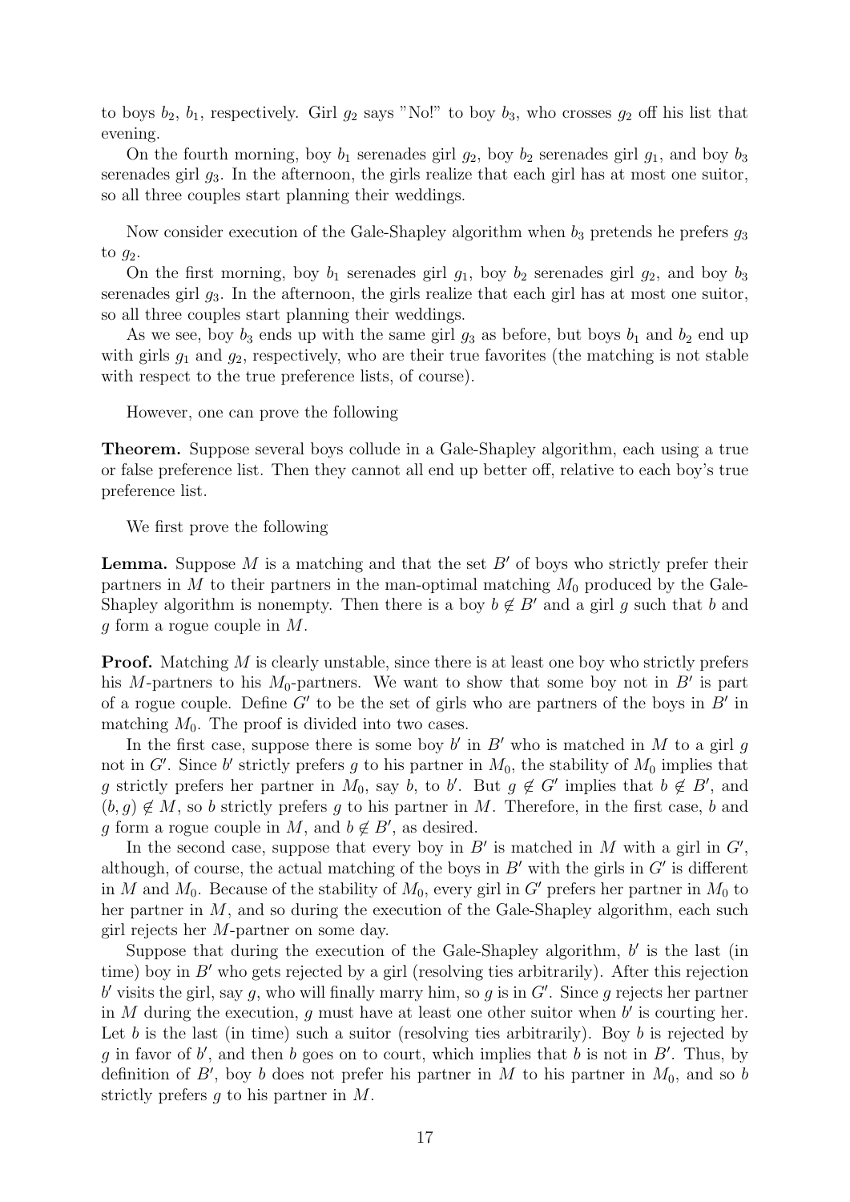to boys $b_2$, $b_1$, respectively. Girl $g_2$ says "No!" to boy $b_3$, who crosses $g_2$ off his list that evening.

On the fourth morning, boy $b_1$ serenades girl $g_2$, boy $b_2$ serenades girl $g_1$, and boy $b_3$ serenades girl $g_3$. In the afternoon, the girls realize that each girl has at most one suitor, so all three couples start planning their weddings.

Now consider execution of the Gale-Shapley algorithm when $b_3$ pretends he prefers $g_3$ to $g_2$.

On the first morning, boy $b_1$ serenades girl $g_1$, boy $b_2$ serenades girl $g_2$, and boy $b_3$ serenades girl $g_3$. In the afternoon, the girls realize that each girl has at most one suitor, so all three couples start planning their weddings.

As we see, boy $b_3$ ends up with the same girl $g_3$ as before, but boys $b_1$ and $b_2$ end up with girls $g_1$ and $g_2$, respectively, who are their true favorites (the matching is not stable with respect to the true preference lists, of course).

However, one can prove the following

**Theorem.** Suppose several boys collude in a Gale-Shapley algorithm, each using a true or false preference list. Then they cannot all end up better off, relative to each boy's true preference list.

We first prove the following

**Lemma.** Suppose $M$ is a matching and that the set $B'$ of boys who strictly prefer their partners in $M$ to their partners in the man-optimal matching $M_0$ produced by the Gale-Shapley algorithm is nonempty. Then there is a boy $b \notin B'$ and a girl $g$ such that $b$ and $g$ form a rogue couple in $M$.

**Proof.** Matching $M$ is clearly unstable, since there is at least one boy who strictly prefers his $M$-partners to his $M_0$-partners. We want to show that some boy not in $B'$ is part of a rogue couple. Define $G'$ to be the set of girls who are partners of the boys in $B'$ in matching $M_0$. The proof is divided into two cases.

In the first case, suppose there is some boy $b'$ in $B'$ who is matched in $M$ to a girl $g$ not in $G'$. Since $b'$ strictly prefers $g$ to his partner in $M_0$, the stability of $M_0$ implies that $g$ strictly prefers her partner in $M_0$, say $b$, to $b'$. But $g \notin G'$ implies that $b \notin B'$, and $(b, g) \notin M$, so $b$ strictly prefers $g$ to his partner in $M$. Therefore, in the first case, $b$ and $g$ form a rogue couple in $M$, and $b \notin B'$, as desired.

In the second case, suppose that every boy in $B'$ is matched in $M$ with a girl in $G'$, although, of course, the actual matching of the boys in $B'$ with the girls in $G'$ is different in $M$ and $M_0$. Because of the stability of $M_0$, every girl in $G'$ prefers her partner in $M_0$ to her partner in $M$, and so during the execution of the Gale-Shapley algorithm, each such girl rejects her $M$-partner on some day.

Suppose that during the execution of the Gale-Shapley algorithm, $b'$ is the last (in time) boy in $B'$ who gets rejected by a girl (resolving ties arbitrarily). After this rejection $b'$ visits the girl, say $g$, who will finally marry him, so $g$ is in $G'$. Since $g$ rejects her partner in $M$ during the execution, $g$ must have at least one other suitor when $b'$ is courting her. Let $b$ is the last (in time) such a suitor (resolving ties arbitrarily). Boy $b$ is rejected by $g$ in favor of $b'$, and then $b$ goes on to court, which implies that $b$ is not in $B'$. Thus, by definition of $B'$, boy $b$ does not prefer his partner in $M$ to his partner in $M_0$, and so $b$ strictly prefers $g$ to his partner in $M$.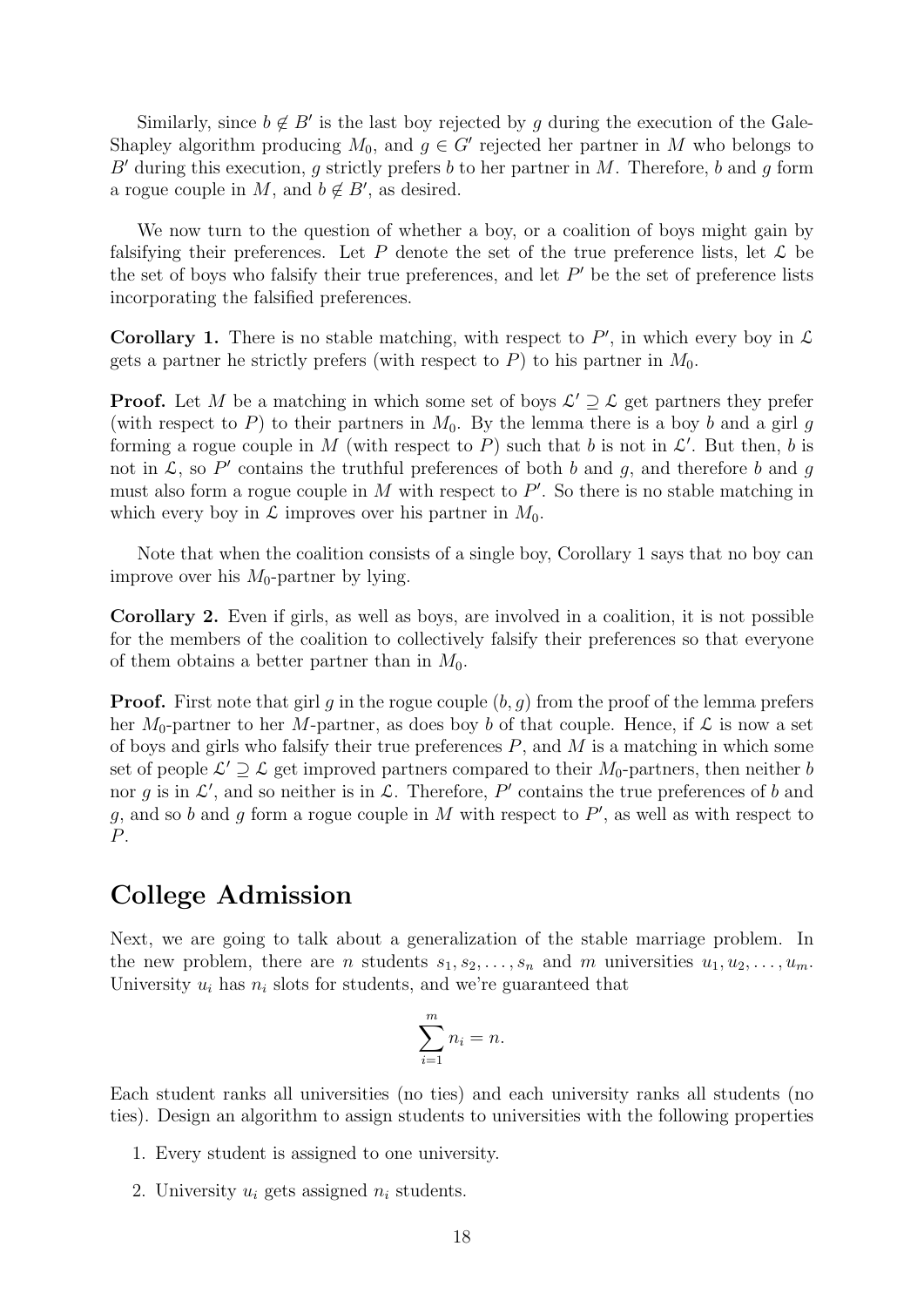Similarly, since $b \notin B'$ is the last boy rejected by $g$ during the execution of the Gale-Shapley algorithm producing $M_0$, and $g \in G'$ rejected her partner in $M$ who belongs to $B'$ during this execution, $g$ strictly prefers $b$ to her partner in $M$. Therefore, $b$ and $g$ form a rogue couple in $M$, and $b \notin B'$, as desired.

We now turn to the question of whether a boy, or a coalition of boys might gain by falsifying their preferences. Let $P$ denote the set of the true preference lists, let $\mathcal{L}$ be the set of boys who falsify their true preferences, and let $P'$ be the set of preference lists incorporating the falsified preferences.

**Corollary 1.** There is no stable matching, with respect to $P'$, in which every boy in $\mathcal{L}$ gets a partner he strictly prefers (with respect to $P$) to his partner in $M_0$.

**Proof.** Let $M$ be a matching in which some set of boys $\mathcal{L}' \supseteq \mathcal{L}$ get partners they prefer (with respect to $P$) to their partners in $M_0$. By the lemma there is a boy $b$ and a girl $g$ forming a rogue couple in $M$ (with respect to $P$) such that $b$ is not in $\mathcal{L}'$. But then, $b$ is not in $\mathcal{L}$, so $P'$ contains the truthful preferences of both $b$ and $g$, and therefore $b$ and $g$ must also form a rogue couple in $M$ with respect to $P'$. So there is no stable matching in which every boy in $\mathcal{L}$ improves over his partner in $M_0$.

Note that when the coalition consists of a single boy, Corollary 1 says that no boy can improve over his $M_0$-partner by lying.

**Corollary 2.** Even if girls, as well as boys, are involved in a coalition, it is not possible for the members of the coalition to collectively falsify their preferences so that everyone of them obtains a better partner than in $M_0$.

**Proof.** First note that girl $g$ in the rogue couple $(b, g)$ from the proof of the lemma prefers her $M_0$-partner to her $M$-partner, as does boy $b$ of that couple. Hence, if $\mathcal{L}$ is now a set of boys and girls who falsify their true preferences $P$, and $M$ is a matching in which some set of people $\mathcal{L}' \supseteq \mathcal{L}$ get improved partners compared to their $M_0$-partners, then neither $b$ nor $g$ is in $\mathcal{L}'$, and so neither is in $\mathcal{L}$. Therefore, $P'$ contains the true preferences of $b$ and $g$, and so $b$ and $g$ form a rogue couple in $M$ with respect to $P'$, as well as with respect to $P$.

## College Admission

Next, we are going to talk about a generalization of the stable marriage problem. In the new problem, there are $n$ students $s_1, s_2, \ldots, s_n$ and $m$ universities $u_1, u_2, \ldots, u_m$. University $u_i$ has $n_i$ slots for students, and we're guaranteed that

$$\sum_{i=1}^{m} n_i = n.$$

Each student ranks all universities (no ties) and each university ranks all students (no ties). Design an algorithm to assign students to universities with the following properties

1. Every student is assigned to one university.
2. University $u_i$ gets assigned $n_i$ students.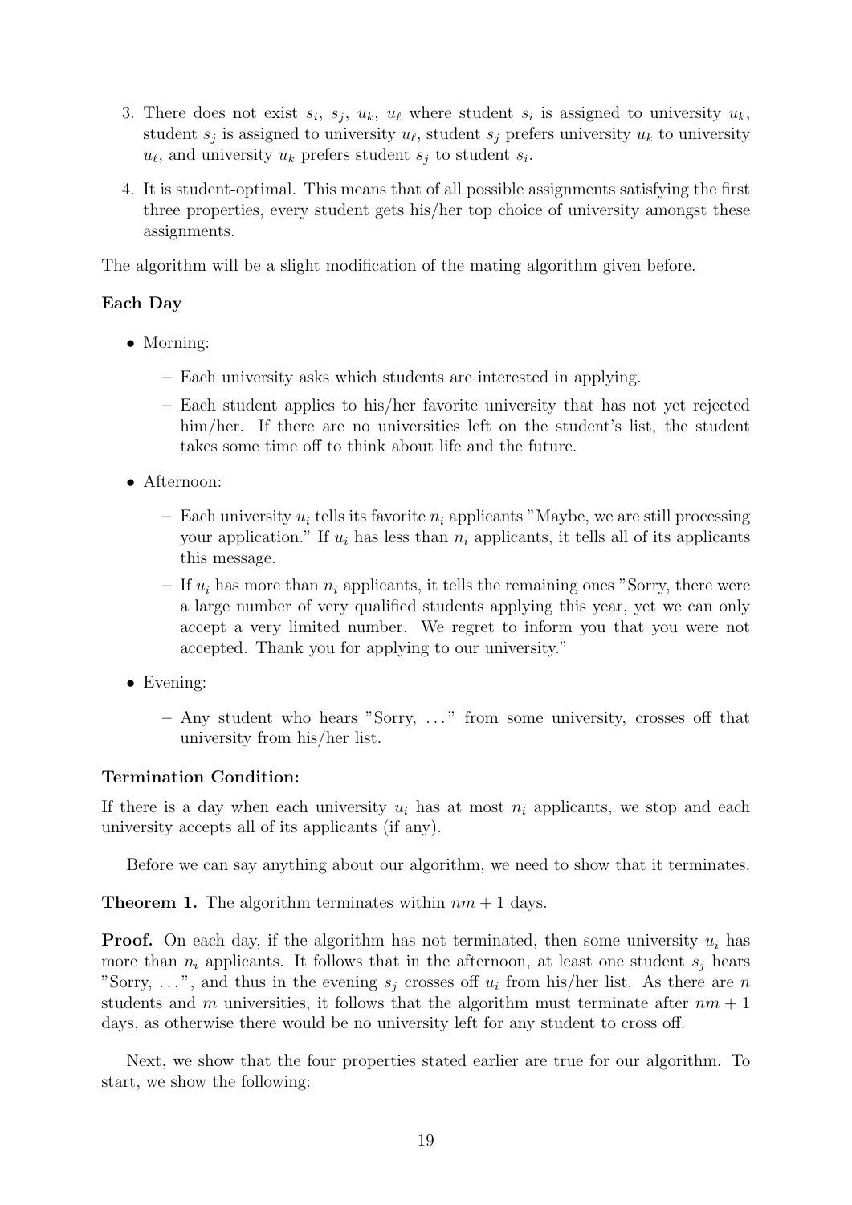3. There does not exist $s_i$, $s_j$, $u_k$, $u_\ell$ where student $s_i$ is assigned to university $u_k$, student $s_j$ is assigned to university $u_\ell$, student $s_j$ prefers university $u_k$ to university $u_\ell$, and university $u_k$ prefers student $s_j$ to student $s_i$.

4. It is student-optimal. This means that of all possible assignments satisfying the first three properties, every student gets his/her top choice of university amongst these assignments.

The algorithm will be a slight modification of the mating algorithm given before.

**Each Day**

- Morning:
  - Each university asks which students are interested in applying.
  - Each student applies to his/her favorite university that has not yet rejected him/her. If there are no universities left on the student's list, the student takes some time off to think about life and the future.
- Afternoon:
  - Each university $u_i$ tells its favorite $n_i$ applicants "Maybe, we are still processing your application." If $u_i$ has less than $n_i$ applicants, it tells all of its applicants this message.
  - If $u_i$ has more than $n_i$ applicants, it tells the remaining ones "Sorry, there were a large number of very qualified students applying this year, yet we can only accept a very limited number. We regret to inform you that you were not accepted. Thank you for applying to our university."
- Evening:
  - Any student who hears "Sorry, ..." from some university, crosses off that university from his/her list.

**Termination Condition:**

If there is a day when each university $u_i$ has at most $n_i$ applicants, we stop and each university accepts all of its applicants (if any).

Before we can say anything about our algorithm, we need to show that it terminates.

**Theorem 1.** The algorithm terminates within $nm + 1$ days.

**Proof.** On each day, if the algorithm has not terminated, then some university $u_i$ has more than $n_i$ applicants. It follows that in the afternoon, at least one student $s_j$ hears "Sorry, ...", and thus in the evening $s_j$ crosses off $u_i$ from his/her list. As there are $n$ students and $m$ universities, it follows that the algorithm must terminate after $nm + 1$ days, as otherwise there would be no university left for any student to cross off.

Next, we show that the four properties stated earlier are true for our algorithm. To start, we show the following: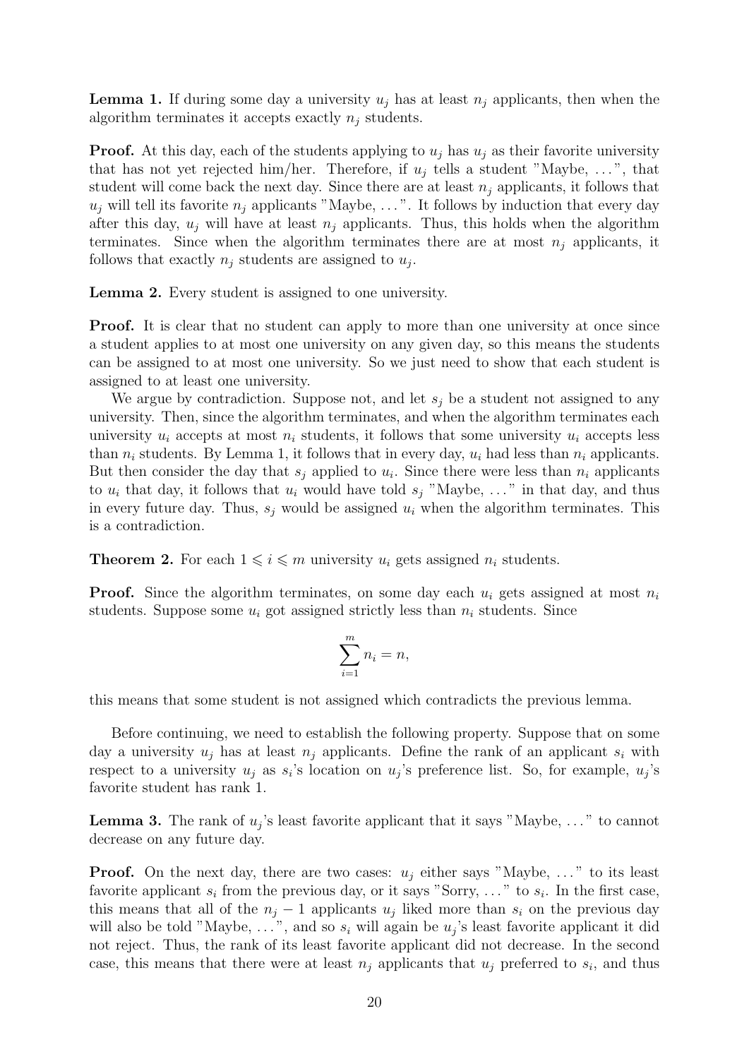**Lemma 1.** If during some day a university $u_j$ has at least $n_j$ applicants, then when the algorithm terminates it accepts exactly $n_j$ students.

**Proof.** At this day, each of the students applying to $u_j$ has $u_j$ as their favorite university that has not yet rejected him/her. Therefore, if $u_j$ tells a student "Maybe, ...", that student will come back the next day. Since there are at least $n_j$ applicants, it follows that $u_j$ will tell its favorite $n_j$ applicants "Maybe, ...". It follows by induction that every day after this day, $u_j$ will have at least $n_j$ applicants. Thus, this holds when the algorithm terminates. Since when the algorithm terminates there are at most $n_j$ applicants, it follows that exactly $n_j$ students are assigned to $u_j$.

**Lemma 2.** Every student is assigned to one university.

**Proof.** It is clear that no student can apply to more than one university at once since a student applies to at most one university on any given day, so this means the students can be assigned to at most one university. So we just need to show that each student is assigned to at least one university.

We argue by contradiction. Suppose not, and let $s_j$ be a student not assigned to any university. Then, since the algorithm terminates, and when the algorithm terminates each university $u_i$ accepts at most $n_i$ students, it follows that some university $u_i$ accepts less than $n_i$ students. By Lemma 1, it follows that in every day, $u_i$ had less than $n_i$ applicants. But then consider the day that $s_j$ applied to $u_i$. Since there were less than $n_i$ applicants to $u_i$ that day, it follows that $u_i$ would have told $s_j$ "Maybe, ..." in that day, and thus in every future day. Thus, $s_j$ would be assigned $u_i$ when the algorithm terminates. This is a contradiction.

**Theorem 2.** For each $1 \leqslant i \leqslant m$ university $u_i$ gets assigned $n_i$ students.

**Proof.** Since the algorithm terminates, on some day each $u_i$ gets assigned at most $n_i$ students. Suppose some $u_i$ got assigned strictly less than $n_i$ students. Since

$$\sum_{i=1}^{m} n_i = n,$$

this means that some student is not assigned which contradicts the previous lemma.

Before continuing, we need to establish the following property. Suppose that on some day a university $u_j$ has at least $n_j$ applicants. Define the rank of an applicant $s_i$ with respect to a university $u_j$ as $s_i$'s location on $u_j$'s preference list. So, for example, $u_j$'s favorite student has rank 1.

**Lemma 3.** The rank of $u_j$'s least favorite applicant that it says "Maybe, ..." to cannot decrease on any future day.

**Proof.** On the next day, there are two cases: $u_j$ either says "Maybe, ..." to its least favorite applicant $s_i$ from the previous day, or it says "Sorry, ..." to $s_i$. In the first case, this means that all of the $n_j - 1$ applicants $u_j$ liked more than $s_i$ on the previous day will also be told "Maybe, ...", and so $s_i$ will again be $u_j$'s least favorite applicant it did not reject. Thus, the rank of its least favorite applicant did not decrease. In the second case, this means that there were at least $n_j$ applicants that $u_j$ preferred to $s_i$, and thus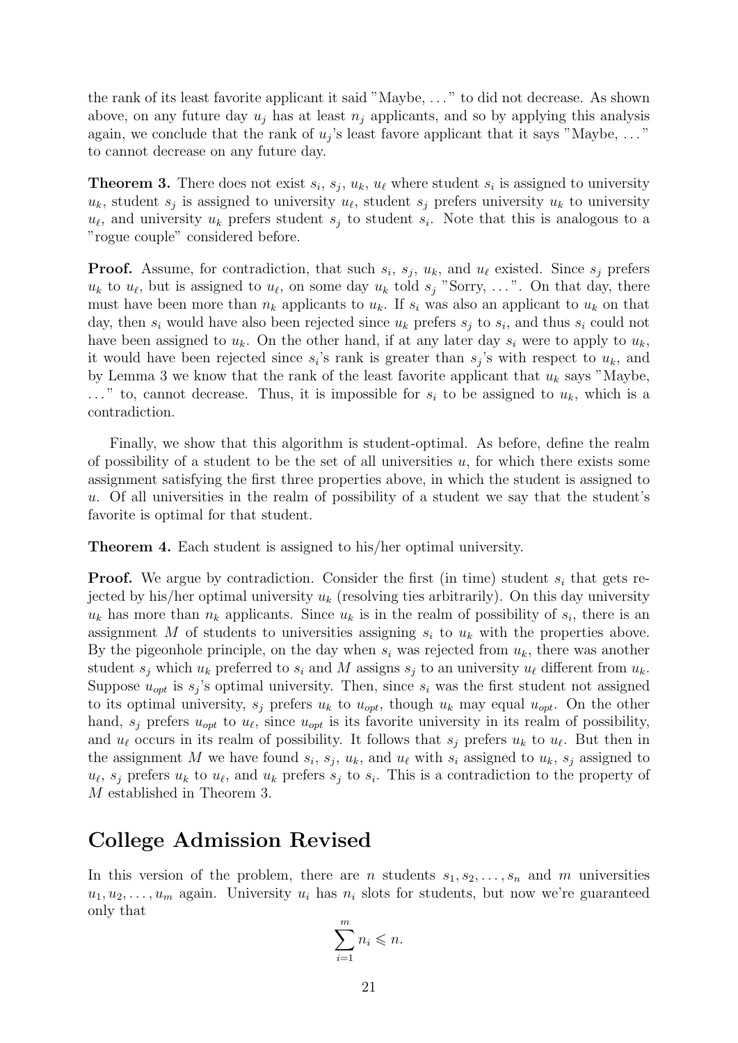the rank of its least favorite applicant it said "Maybe, . . ." to did not decrease. As shown above, on any future day $u_j$ has at least $n_j$ applicants, and so by applying this analysis again, we conclude that the rank of $u_j$'s least favore applicant that it says "Maybe, . . ." to cannot decrease on any future day.

**Theorem 3.** There does not exist $s_i$, $s_j$, $u_k$, $u_\ell$ where student $s_i$ is assigned to university $u_k$, student $s_j$ is assigned to university $u_\ell$, student $s_j$ prefers university $u_k$ to university $u_\ell$, and university $u_k$ prefers student $s_j$ to student $s_i$. Note that this is analogous to a "rogue couple" considered before.

**Proof.** Assume, for contradiction, that such $s_i$, $s_j$, $u_k$, and $u_\ell$ existed. Since $s_j$ prefers $u_k$ to $u_\ell$, but is assigned to $u_\ell$, on some day $u_k$ told $s_j$ "Sorry, . . .". On that day, there must have been more than $n_k$ applicants to $u_k$. If $s_i$ was also an applicant to $u_k$ on that day, then $s_i$ would have also been rejected since $u_k$ prefers $s_j$ to $s_i$, and thus $s_i$ could not have been assigned to $u_k$. On the other hand, if at any later day $s_i$ were to apply to $u_k$, it would have been rejected since $s_i$'s rank is greater than $s_j$'s with respect to $u_k$, and by Lemma 3 we know that the rank of the least favorite applicant that $u_k$ says "Maybe, . . ." to, cannot decrease. Thus, it is impossible for $s_i$ to be assigned to $u_k$, which is a contradiction.

Finally, we show that this algorithm is student-optimal. As before, define the realm of possibility of a student to be the set of all universities $u$, for which there exists some assignment satisfying the first three properties above, in which the student is assigned to $u$. Of all universities in the realm of possibility of a student we say that the student's favorite is optimal for that student.

**Theorem 4.** Each student is assigned to his/her optimal university.

**Proof.** We argue by contradiction. Consider the first (in time) student $s_i$ that gets rejected by his/her optimal university $u_k$ (resolving ties arbitrarily). On this day university $u_k$ has more than $n_k$ applicants. Since $u_k$ is in the realm of possibility of $s_i$, there is an assignment $M$ of students to universities assigning $s_i$ to $u_k$ with the properties above. By the pigeonhole principle, on the day when $s_i$ was rejected from $u_k$, there was another student $s_j$ which $u_k$ preferred to $s_i$ and $M$ assigns $s_j$ to an university $u_\ell$ different from $u_k$. Suppose $u_{opt}$ is $s_j$'s optimal university. Then, since $s_i$ was the first student not assigned to its optimal university, $s_j$ prefers $u_k$ to $u_{opt}$, though $u_k$ may equal $u_{opt}$. On the other hand, $s_j$ prefers $u_{opt}$ to $u_\ell$, since $u_{opt}$ is its favorite university in its realm of possibility, and $u_\ell$ occurs in its realm of possibility. It follows that $s_j$ prefers $u_k$ to $u_\ell$. But then in the assignment $M$ we have found $s_i$, $s_j$, $u_k$, and $u_\ell$ with $s_i$ assigned to $u_k$, $s_j$ assigned to $u_\ell$, $s_j$ prefers $u_k$ to $u_\ell$, and $u_k$ prefers $s_j$ to $s_i$. This is a contradiction to the property of $M$ established in Theorem 3.

# College Admission Revised

In this version of the problem, there are $n$ students $s_1, s_2, \ldots, s_n$ and $m$ universities $u_1, u_2, \ldots, u_m$ again. University $u_i$ has $n_i$ slots for students, but now we're guaranteed only that

$$\sum_{i=1}^{m} n_i \leqslant n.$$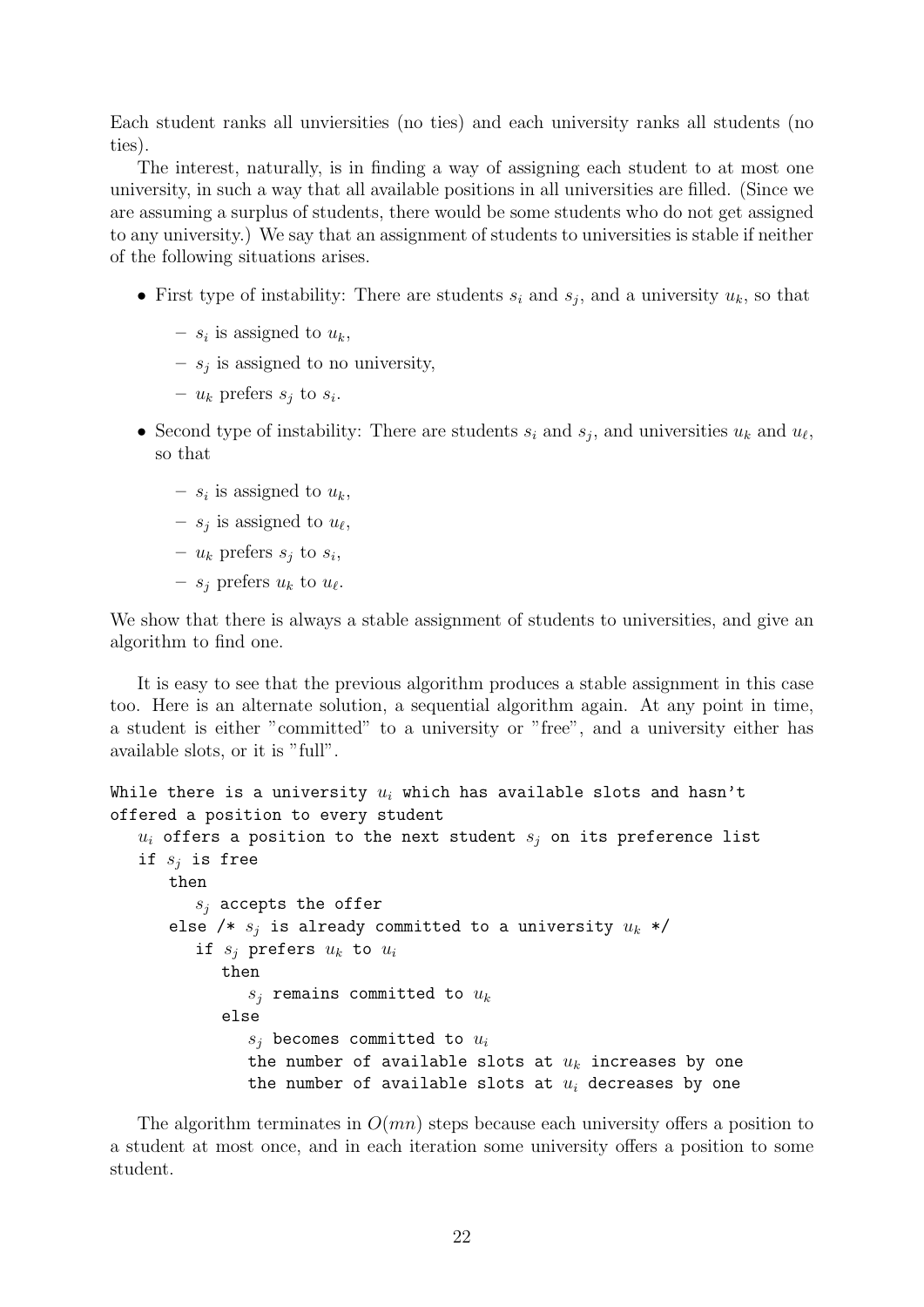Each student ranks all unviersities (no ties) and each university ranks all students (no ties).

The interest, naturally, is in finding a way of assigning each student to at most one university, in such a way that all available positions in all universities are filled. (Since we are assuming a surplus of students, there would be some students who do not get assigned to any university.) We say that an assignment of students to universities is stable if neither of the following situations arises.

- First type of instability: There are students $s_i$ and $s_j$, and a university $u_k$, so that
  - $s_i$ is assigned to $u_k$,
  - $s_j$ is assigned to no university,
  - $u_k$ prefers $s_j$ to $s_i$.
- Second type of instability: There are students $s_i$ and $s_j$, and universities $u_k$ and $u_\ell$, so that
  - $s_i$ is assigned to $u_k$,
  - $s_j$ is assigned to $u_\ell$,
  - $u_k$ prefers $s_j$ to $s_i$,
  - $s_j$ prefers $u_k$ to $u_\ell$.

We show that there is always a stable assignment of students to universities, and give an algorithm to find one.

It is easy to see that the previous algorithm produces a stable assignment in this case too. Here is an alternate solution, a sequential algorithm again. At any point in time, a student is either "committed" to a university or "free", and a university either has available slots, or it is "full".

```
While there is a university u_i which has available slots and hasn't
offered a position to every student
   u_i offers a position to the next student s_j on its preference list
   if s_j is free
      then
         s_j accepts the offer
      else /* s_j is already committed to a university u_k */
         if s_j prefers u_k to u_i
            then
               s_j remains committed to u_k
            else
               s_j becomes committed to u_i
               the number of available slots at u_k increases by one
               the number of available slots at u_i decreases by one
```

The algorithm terminates in $O(mn)$ steps because each university offers a position to a student at most once, and in each iteration some university offers a position to some student.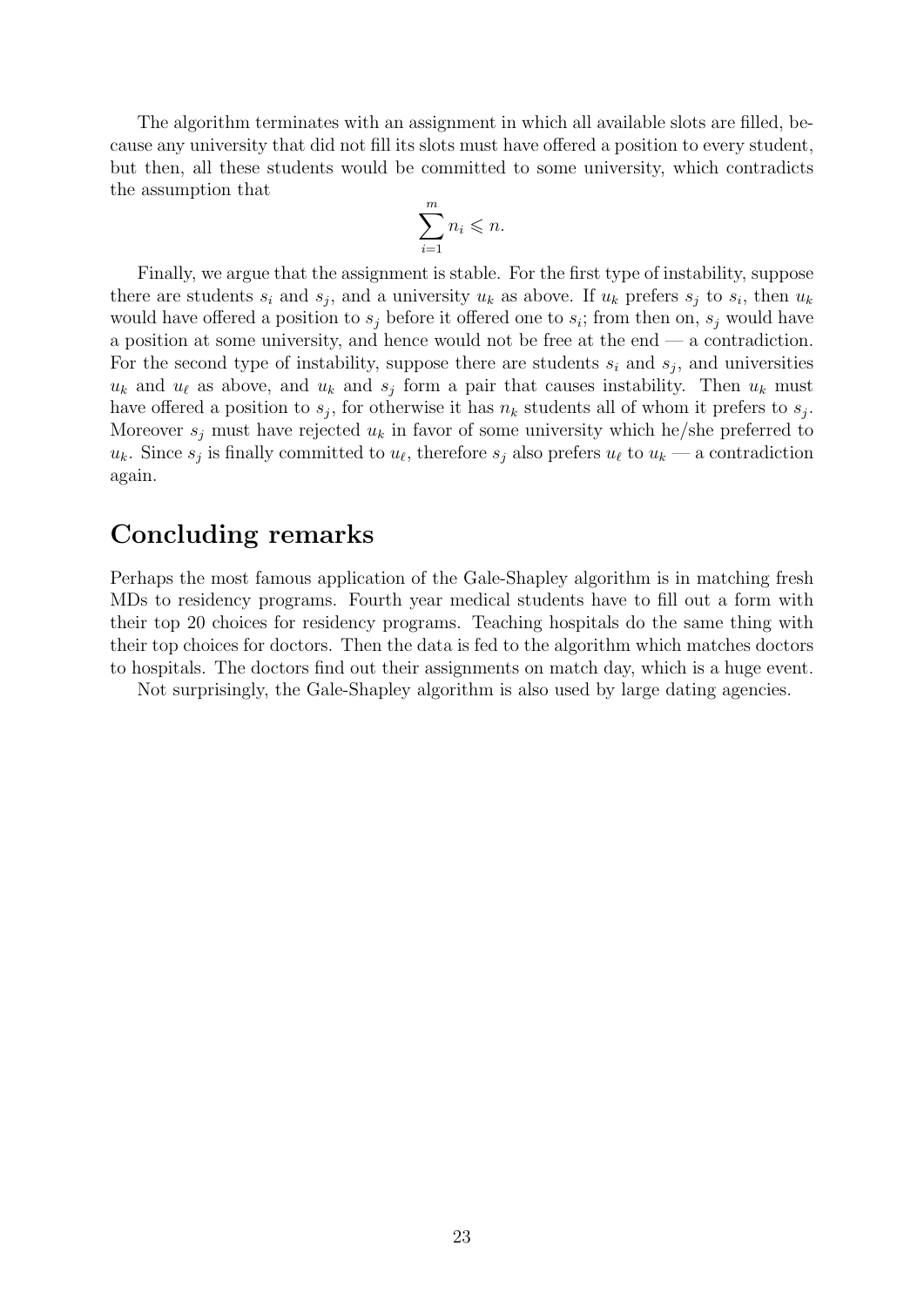The algorithm terminates with an assignment in which all available slots are filled, because any university that did not fill its slots must have offered a position to every student, but then, all these students would be committed to some university, which contradicts the assumption that

$$\sum_{i=1}^{m} n_i \leqslant n.$$

Finally, we argue that the assignment is stable. For the first type of instability, suppose there are students $s_i$ and $s_j$, and a university $u_k$ as above. If $u_k$ prefers $s_j$ to $s_i$, then $u_k$ would have offered a position to $s_j$ before it offered one to $s_i$; from then on, $s_j$ would have a position at some university, and hence would not be free at the end — a contradiction. For the second type of instability, suppose there are students $s_i$ and $s_j$, and universities $u_k$ and $u_\ell$ as above, and $u_k$ and $s_j$ form a pair that causes instability. Then $u_k$ must have offered a position to $s_j$, for otherwise it has $n_k$ students all of whom it prefers to $s_j$. Moreover $s_j$ must have rejected $u_k$ in favor of some university which he/she preferred to $u_k$. Since $s_j$ is finally committed to $u_\ell$, therefore $s_j$ also prefers $u_\ell$ to $u_k$ — a contradiction again.

## Concluding remarks

Perhaps the most famous application of the Gale-Shapley algorithm is in matching fresh MDs to residency programs. Fourth year medical students have to fill out a form with their top 20 choices for residency programs. Teaching hospitals do the same thing with their top choices for doctors. Then the data is fed to the algorithm which matches doctors to hospitals. The doctors find out their assignments on match day, which is a huge event.

Not surprisingly, the Gale-Shapley algorithm is also used by large dating agencies.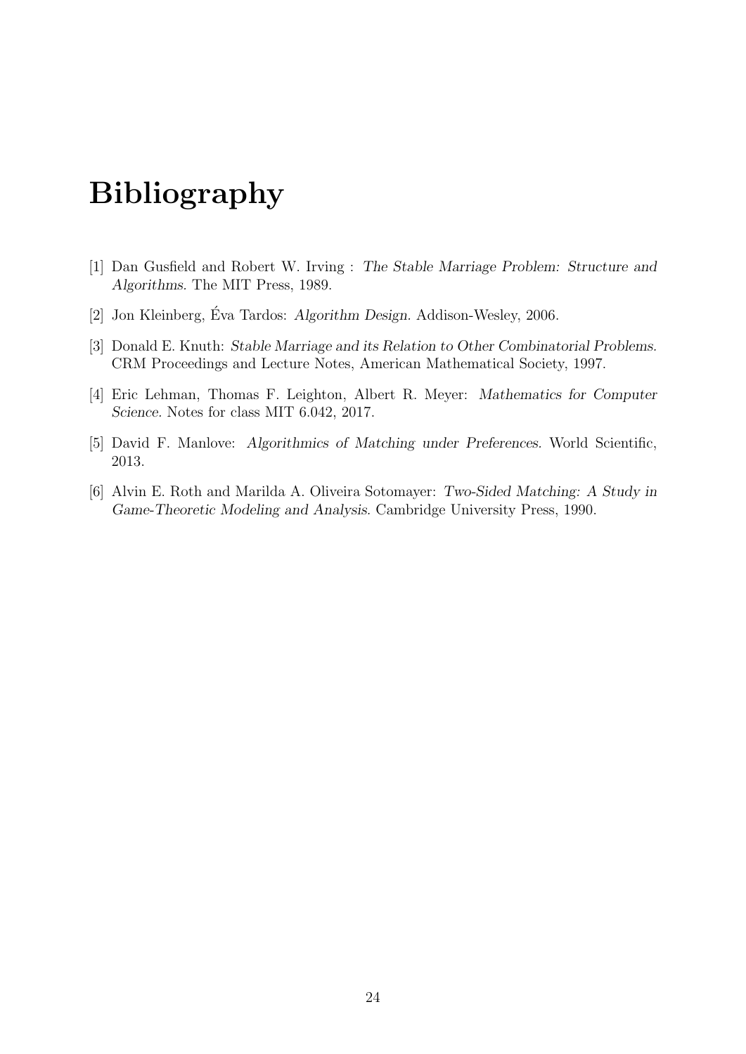# Bibliography

[1] Dan Gusfield and Robert W. Irving : *The Stable Marriage Problem: Structure and Algorithms.* The MIT Press, 1989.

[2] Jon Kleinberg, Éva Tardos: *Algorithm Design.* Addison-Wesley, 2006.

[3] Donald E. Knuth: *Stable Marriage and its Relation to Other Combinatorial Problems.* CRM Proceedings and Lecture Notes, American Mathematical Society, 1997.

[4] Eric Lehman, Thomas F. Leighton, Albert R. Meyer: *Mathematics for Computer Science.* Notes for class MIT 6.042, 2017.

[5] David F. Manlove: *Algorithmics of Matching under Preferences.* World Scientific, 2013.

[6] Alvin E. Roth and Marilda A. Oliveira Sotomayer: *Two-Sided Matching: A Study in Game-Theoretic Modeling and Analysis.* Cambridge University Press, 1990.